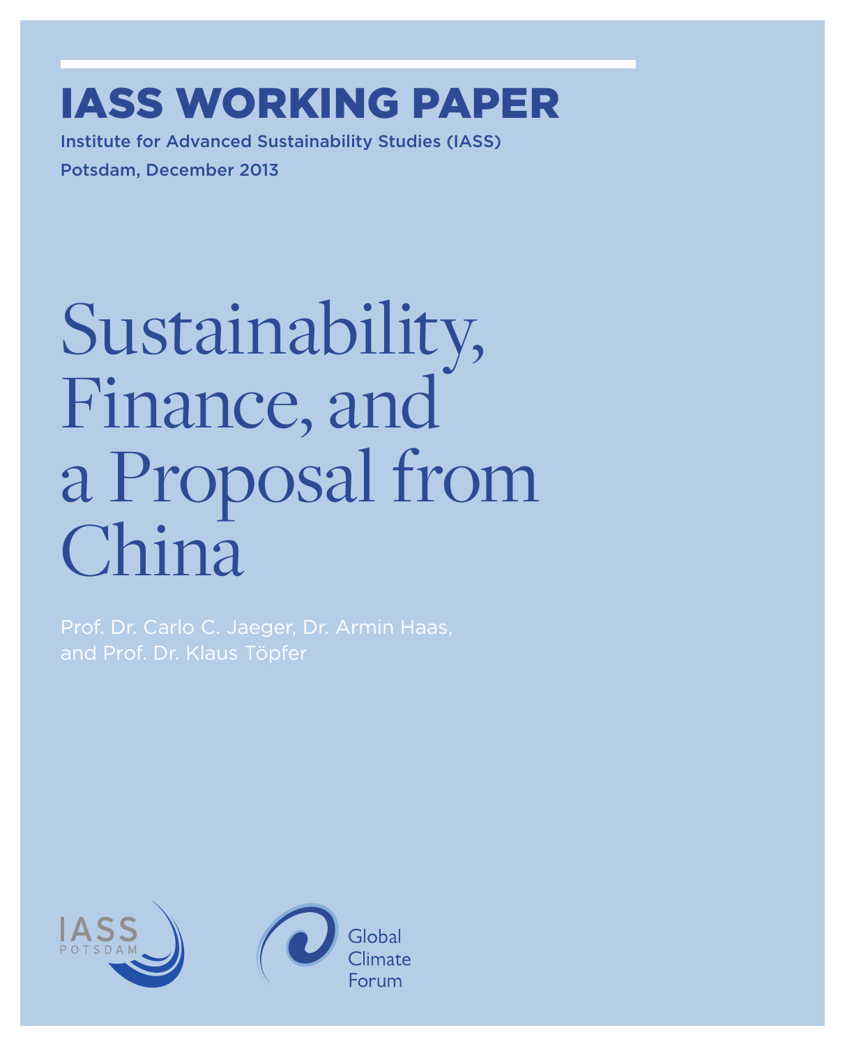# IASS WORKING PAPER

Institute for Advanced Sustainability Studies (IASS)

Potsdam, December 2013

# Sustainability, Finance, and a Proposal from China

Prof. Dr. Carlo C. Jaeger, Dr. Armin Haas, and Prof. Dr. Klaus Töpfer

IASS POTSDAM

Global Climate Forum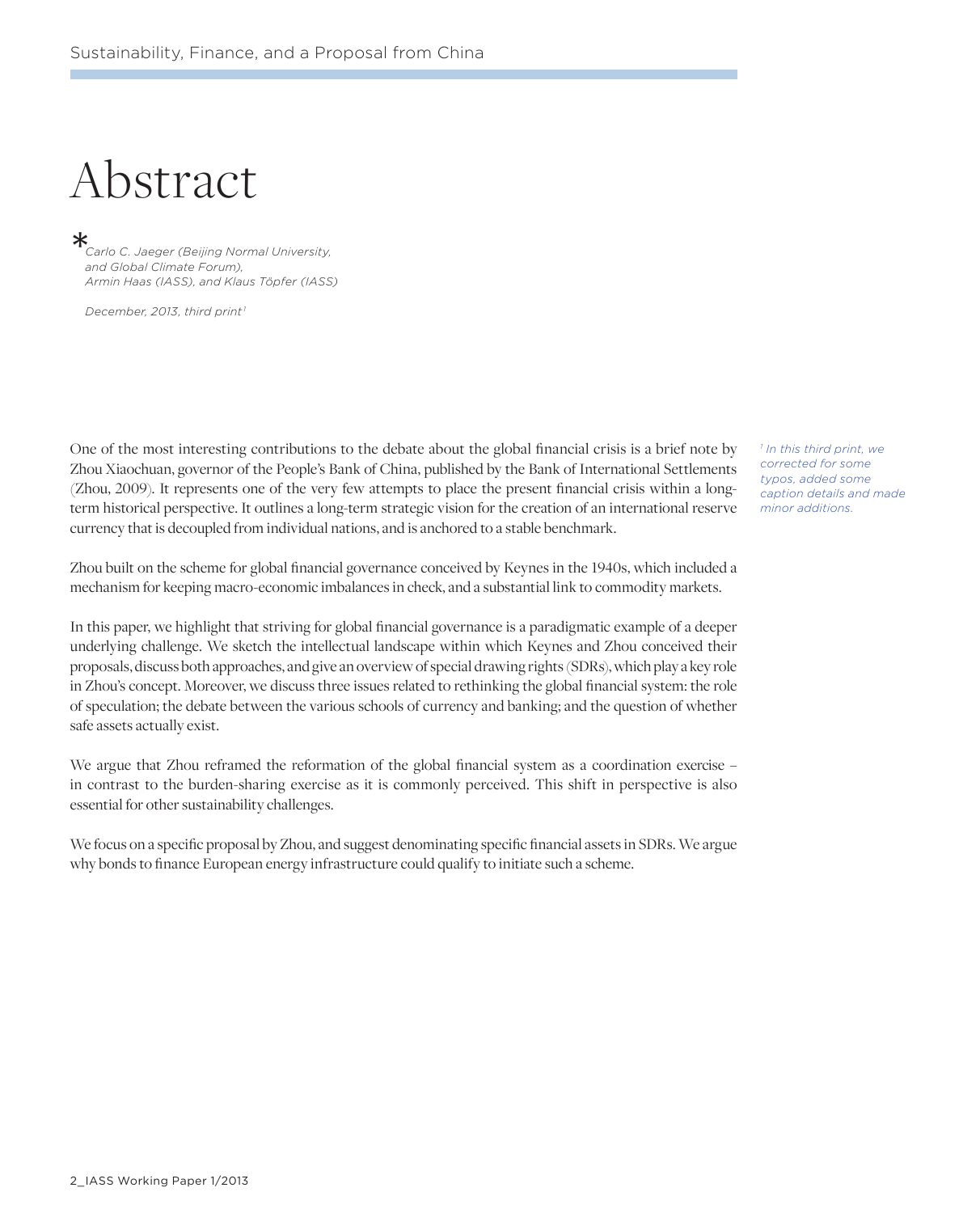# Abstract

*Carlo C. Jaeger (Beijing Normal University, and Global Climate Forum), Armin Haas (IASS), and Klaus Töpfer (IASS)*

*December, 2013, third print*[1]

One of the most interesting contributions to the debate about the global financial crisis is a brief note by Zhou Xiaochuan, governor of the People's Bank of China, published by the Bank of International Settlements (Zhou, 2009). It represents one of the very few attempts to place the present financial crisis within a long-term historical perspective. It outlines a long-term strategic vision for the creation of an international reserve currency that is decoupled from individual nations, and is anchored to a stable benchmark.

Zhou built on the scheme for global financial governance conceived by Keynes in the 1940s, which included a mechanism for keeping macro-economic imbalances in check, and a substantial link to commodity markets.

In this paper, we highlight that striving for global financial governance is a paradigmatic example of a deeper underlying challenge. We sketch the intellectual landscape within which Keynes and Zhou conceived their proposals, discuss both approaches, and give an overview of special drawing rights (SDRs), which play a key role in Zhou's concept. Moreover, we discuss three issues related to rethinking the global financial system: the role of speculation; the debate between the various schools of currency and banking; and the question of whether safe assets actually exist.

We argue that Zhou reframed the reformation of the global financial system as a coordination exercise – in contrast to the burden-sharing exercise as it is commonly perceived. This shift in perspective is also essential for other sustainability challenges.

We focus on a specific proposal by Zhou, and suggest denominating specific financial assets in SDRs. We argue why bonds to finance European energy infrastructure could qualify to initiate such a scheme.

*[1] In this third print, we corrected for some typos, added some caption details and made minor additions.*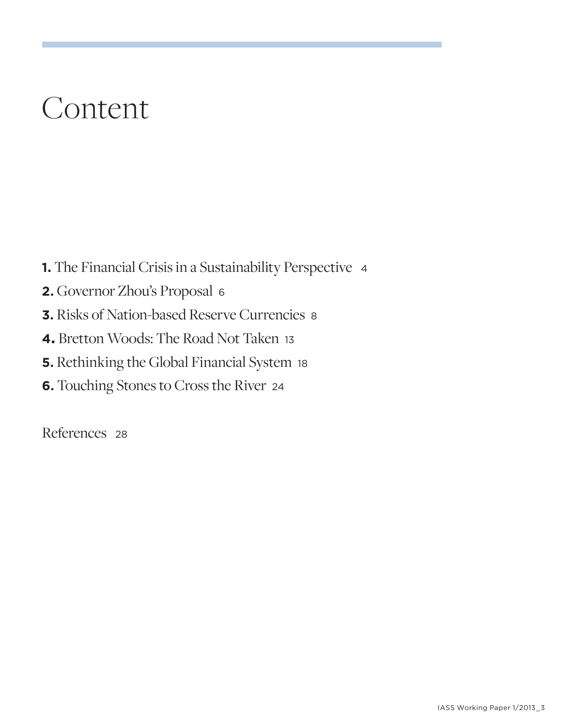# Content

**1.** The Financial Crisis in a Sustainability Perspective 4

**2.** Governor Zhou's Proposal 6

**3.** Risks of Nation-based Reserve Currencies 8

**4.** Bretton Woods: The Road Not Taken 13

**5.** Rethinking the Global Financial System 18

**6.** Touching Stones to Cross the River 24

References 28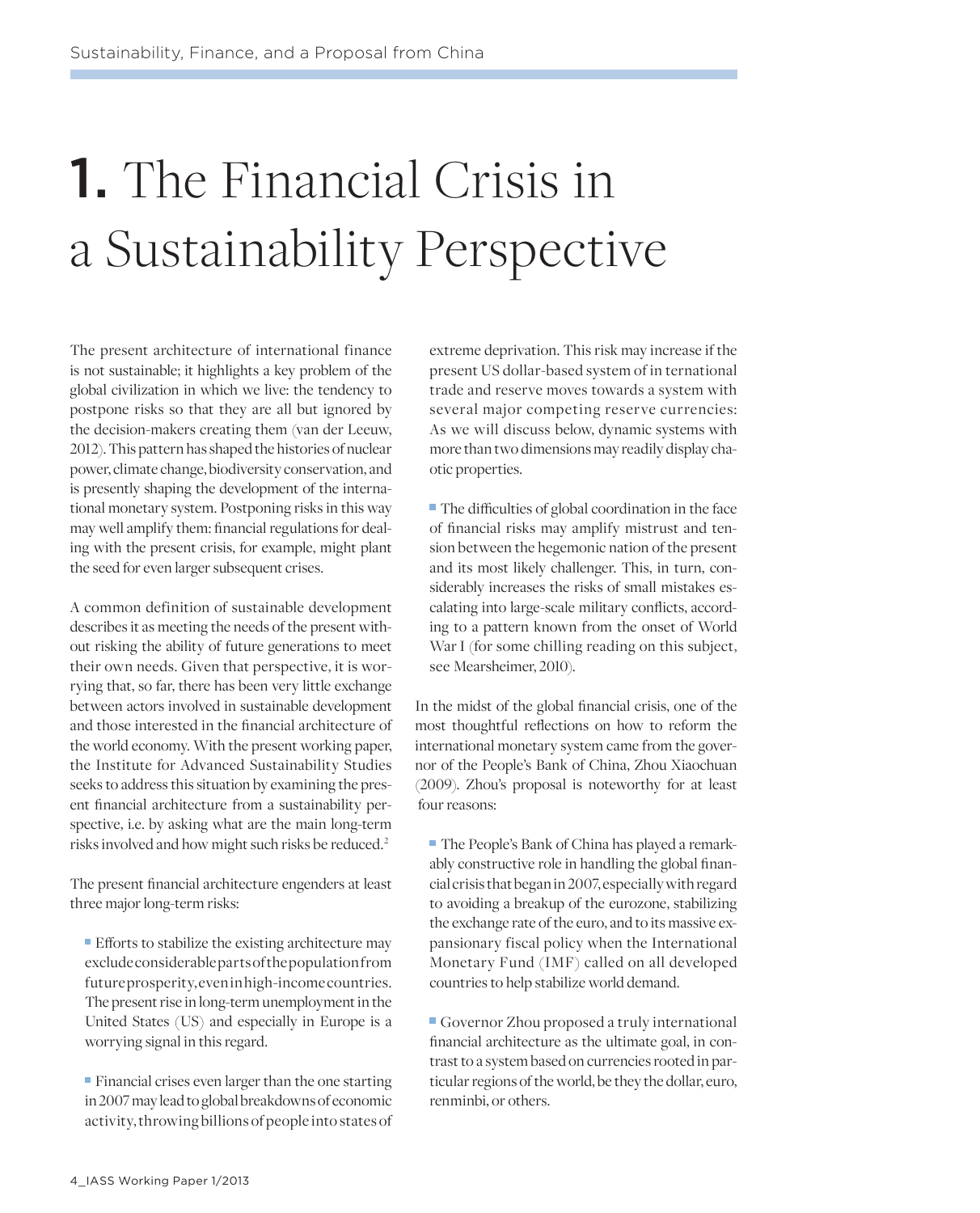# 1. The Financial Crisis in a Sustainability Perspective

The present architecture of international finance is not sustainable; it highlights a key problem of the global civilization in which we live: the tendency to postpone risks so that they are all but ignored by the decision-makers creating them (van der Leeuw, 2012). This pattern has shaped the histories of nuclear power, climate change, biodiversity conservation, and is presently shaping the development of the international monetary system. Postponing risks in this way may well amplify them: financial regulations for dealing with the present crisis, for example, might plant the seed for even larger subsequent crises.

A common definition of sustainable development describes it as meeting the needs of the present without risking the ability of future generations to meet their own needs. Given that perspective, it is worrying that, so far, there has been very little exchange between actors involved in sustainable development and those interested in the financial architecture of the world economy. With the present working paper, the Institute for Advanced Sustainability Studies seeks to address this situation by examining the present financial architecture from a sustainability perspective, i.e. by asking what are the main long-term risks involved and how might such risks be reduced.[2]

The present financial architecture engenders at least three major long-term risks:

- Efforts to stabilize the existing architecture may exclude considerable parts of the population from future prosperity, even in high-income countries. The present rise in long-term unemployment in the United States (US) and especially in Europe is a worrying signal in this regard.

- Financial crises even larger than the one starting in 2007 may lead to global breakdowns of economic activity, throwing billions of people into states of extreme deprivation. This risk may increase if the present US dollar-based system of international trade and reserve moves towards a system with several major competing reserve currencies: As we will discuss below, dynamic systems with more than two dimensions may readily display chaotic properties.

- The difficulties of global coordination in the face of financial risks may amplify mistrust and tension between the hegemonic nation of the present and its most likely challenger. This, in turn, considerably increases the risks of small mistakes escalating into large-scale military conflicts, according to a pattern known from the onset of World War I (for some chilling reading on this subject, see Mearsheimer, 2010).

In the midst of the global financial crisis, one of the most thoughtful reflections on how to reform the international monetary system came from the governor of the People's Bank of China, Zhou Xiaochuan (2009). Zhou's proposal is noteworthy for at least four reasons:

- The People's Bank of China has played a remarkably constructive role in handling the global financial crisis that began in 2007, especially with regard to avoiding a breakup of the eurozone, stabilizing the exchange rate of the euro, and to its massive expansionary fiscal policy when the International Monetary Fund (IMF) called on all developed countries to help stabilize world demand.

- Governor Zhou proposed a truly international financial architecture as the ultimate goal, in contrast to a system based on currencies rooted in particular regions of the world, be they the dollar, euro, renminbi, or others.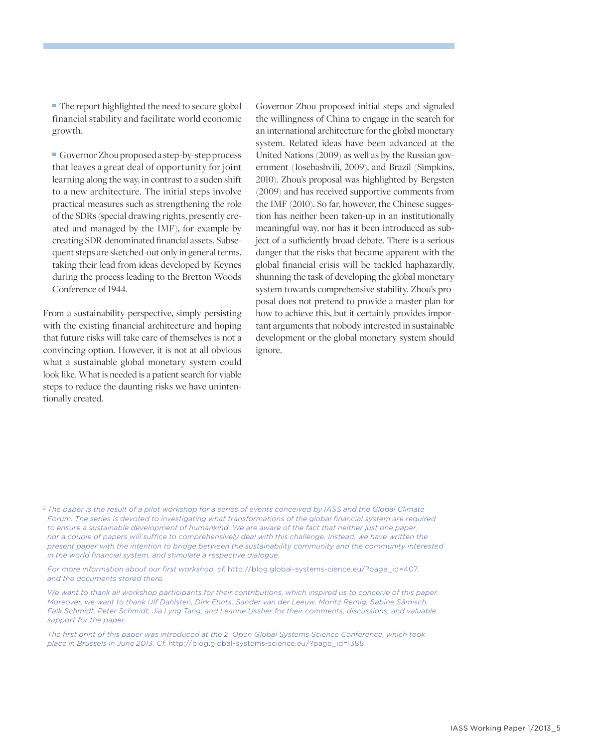- The report highlighted the need to secure global financial stability and facilitate world economic growth.

- Governor Zhou proposed a step-by-step process that leaves a great deal of opportunity for joint learning along the way, in contrast to a suden shift to a new architecture. The initial steps involve practical measures such as strengthening the role of the SDRs (special drawing rights, presently created and managed by the IMF), for example by creating SDR-denominated financial assets. Subsequent steps are sketched-out only in general terms, taking their lead from ideas developed by Keynes during the process leading to the Bretton Woods Conference of 1944.

From a sustainability perspective, simply persisting with the existing financial architecture and hoping that future risks will take care of themselves is not a convincing option. However, it is not at all obvious what a sustainable global monetary system could look like. What is needed is a patient search for viable steps to reduce the daunting risks we have unintentionally created.

Governor Zhou proposed initial steps and signaled the willingness of China to engage in the search for an international architecture for the global monetary system. Related ideas have been advanced at the United Nations (2009) as well as by the Russian government (Iosebashvili, 2009), and Brazil (Simpkins, 2010). Zhou's proposal was highlighted by Bergsten (2009) and has received supportive comments from the IMF (2010). So far, however, the Chinese suggestion has neither been taken-up in an institutionally meaningful way, nor has it been introduced as subject of a sufficiently broad debate. There is a serious danger that the risks that became apparent with the global financial crisis will be tackled haphazardly, shunning the task of developing the global monetary system towards comprehensive stability. Zhou's proposal does not pretend to provide a master plan for how to achieve this, but it certainly provides important arguments that nobody interested in sustainable development or the global monetary system should ignore.

---

[2] *The paper is the result of a pilot workshop for a series of events conceived by IASS and the Global Climate Forum. The series is devoted to investigating what transformations of the global financial system are required to ensure a sustainable development of humankind. We are aware of the fact that neither just one paper, nor a couple of papers will suffice to comprehensively deal with this challenge. Instead, we have written the present paper with the intention to bridge between the sustainability community and the community interested in the world financial system, and stimulate a respective dialogue.*

*For more information about our first workshop, cf.* http://blog.global-systems-cience.eu/?page_id=407, *and the documents stored there.*

*We want to thank all workshop participants for their contributions, which inspired us to conceive of this paper. Moreover, we want to thank Ulf Dahlsten, Dirk Ehnts, Sander van der Leeuw, Moritz Remig, Sabine Sämisch, Falk Schmidt, Peter Schmidt, Jia Lyng Tang, and Leanne Ussher for their comments, discussions, and valuable support for the paper.*

*The first print of this paper was introduced at the 2. Open Global Systems Science Conference, which took place in Brussels in June 2013. Cf.* http://blog.global-systems-science.eu/?page_id=1388.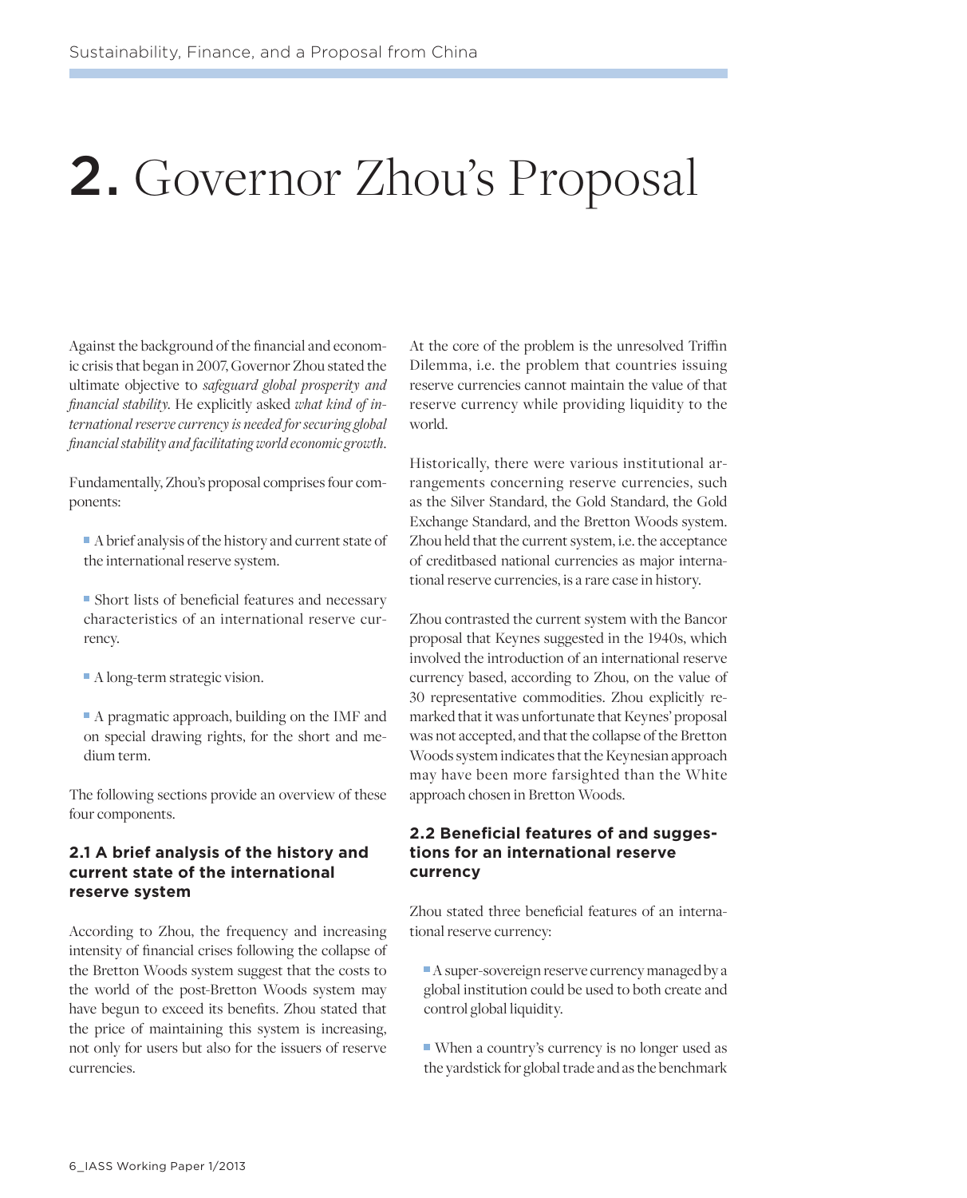# 2. Governor Zhou's Proposal

Against the background of the financial and economic crisis that began in 2007, Governor Zhou stated the ultimate objective to *safeguard global prosperity and financial stability*. He explicitly asked *what kind of international reserve currency is needed for securing global financial stability and facilitating world economic growth*.

Fundamentally, Zhou's proposal comprises four components:

- A brief analysis of the history and current state of the international reserve system.
- Short lists of beneficial features and necessary characteristics of an international reserve currency.
- A long-term strategic vision.
- A pragmatic approach, building on the IMF and on special drawing rights, for the short and medium term.

The following sections provide an overview of these four components.

### 2.1 A brief analysis of the history and current state of the international reserve system

According to Zhou, the frequency and increasing intensity of financial crises following the collapse of the Bretton Woods system suggest that the costs to the world of the post-Bretton Woods system may have begun to exceed its benefits. Zhou stated that the price of maintaining this system is increasing, not only for users but also for the issuers of reserve currencies.

At the core of the problem is the unresolved Triffin Dilemma, i.e. the problem that countries issuing reserve currencies cannot maintain the value of that reserve currency while providing liquidity to the world.

Historically, there were various institutional arrangements concerning reserve currencies, such as the Silver Standard, the Gold Standard, the Gold Exchange Standard, and the Bretton Woods system. Zhou held that the current system, i.e. the acceptance of creditbased national currencies as major international reserve currencies, is a rare case in history.

Zhou contrasted the current system with the Bancor proposal that Keynes suggested in the 1940s, which involved the introduction of an international reserve currency based, according to Zhou, on the value of 30 representative commodities. Zhou explicitly remarked that it was unfortunate that Keynes' proposal was not accepted, and that the collapse of the Bretton Woods system indicates that the Keynesian approach may have been more farsighted than the White approach chosen in Bretton Woods.

### 2.2 Beneficial features of and suggestions for an international reserve currency

Zhou stated three beneficial features of an international reserve currency:

- A super-sovereign reserve currency managed by a global institution could be used to both create and control global liquidity.
- When a country's currency is no longer used as the yardstick for global trade and as the benchmark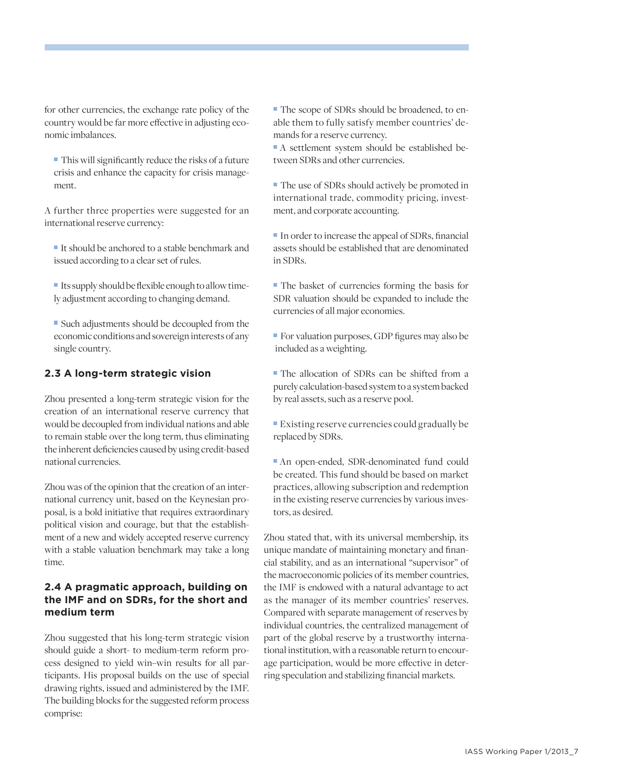for other currencies, the exchange rate policy of the country would be far more effective in adjusting economic imbalances.

- This will significantly reduce the risks of a future crisis and enhance the capacity for crisis management.

A further three properties were suggested for an international reserve currency:

- It should be anchored to a stable benchmark and issued according to a clear set of rules.
- Its supply should be flexible enough to allow timely adjustment according to changing demand.
- Such adjustments should be decoupled from the economic conditions and sovereign interests of any single country.

## 2.3 A long-term strategic vision

Zhou presented a long-term strategic vision for the creation of an international reserve currency that would be decoupled from individual nations and able to remain stable over the long term, thus eliminating the inherent deficiencies caused by using credit-based national currencies.

Zhou was of the opinion that the creation of an international currency unit, based on the Keynesian proposal, is a bold initiative that requires extraordinary political vision and courage, but that the establishment of a new and widely accepted reserve currency with a stable valuation benchmark may take a long time.

## 2.4 A pragmatic approach, building on the IMF and on SDRs, for the short and medium term

Zhou suggested that his long-term strategic vision should guide a short- to medium-term reform process designed to yield win–win results for all participants. His proposal builds on the use of special drawing rights, issued and administered by the IMF. The building blocks for the suggested reform process comprise:

- The scope of SDRs should be broadened, to enable them to fully satisfy member countries' demands for a reserve currency.
- A settlement system should be established between SDRs and other currencies.
- The use of SDRs should actively be promoted in international trade, commodity pricing, investment, and corporate accounting.
- In order to increase the appeal of SDRs, financial assets should be established that are denominated in SDRs.
- The basket of currencies forming the basis for SDR valuation should be expanded to include the currencies of all major economies.
- For valuation purposes, GDP figures may also be included as a weighting.
- The allocation of SDRs can be shifted from a purely calculation-based system to a system backed by real assets, such as a reserve pool.
- Existing reserve currencies could gradually be replaced by SDRs.
- An open-ended, SDR-denominated fund could be created. This fund should be based on market practices, allowing subscription and redemption in the existing reserve currencies by various investors, as desired.

Zhou stated that, with its universal membership, its unique mandate of maintaining monetary and financial stability, and as an international "supervisor" of the macroeconomic policies of its member countries, the IMF is endowed with a natural advantage to act as the manager of its member countries' reserves. Compared with separate management of reserves by individual countries, the centralized management of part of the global reserve by a trustworthy international institution, with a reasonable return to encourage participation, would be more effective in deterring speculation and stabilizing financial markets.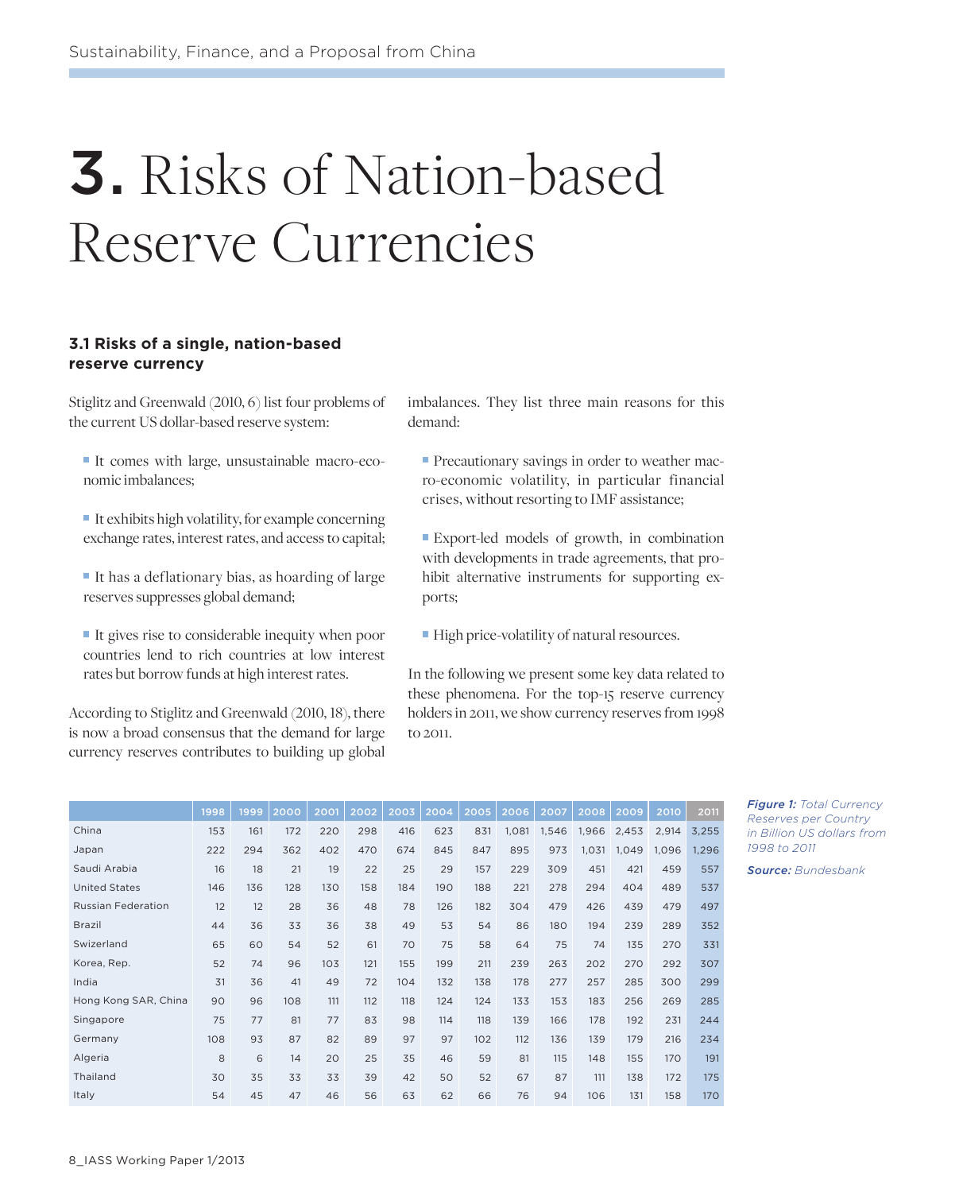# 3. Risks of Nation-based Reserve Currencies

### 3.1 Risks of a single, nation-based reserve currency

Stiglitz and Greenwald (2010, 6) list four problems of the current US dollar-based reserve system:

- It comes with large, unsustainable macro-economic imbalances;
- It exhibits high volatility, for example concerning exchange rates, interest rates, and access to capital;
- It has a deflationary bias, as hoarding of large reserves suppresses global demand;
- It gives rise to considerable inequity when poor countries lend to rich countries at low interest rates but borrow funds at high interest rates.

According to Stiglitz and Greenwald (2010, 18), there is now a broad consensus that the demand for large currency reserves contributes to building up global imbalances. They list three main reasons for this demand:

- Precautionary savings in order to weather macro-economic volatility, in particular financial crises, without resorting to IMF assistance;
- Export-led models of growth, in combination with developments in trade agreements, that prohibit alternative instruments for supporting exports;
- High price-volatility of natural resources.

In the following we present some key data related to these phenomena. For the top-15 reserve currency holders in 2011, we show currency reserves from 1998 to 2011.

| | 1998 | 1999 | 2000 | 2001 | 2002 | 2003 | 2004 | 2005 | 2006 | 2007 | 2008 | 2009 | 2010 | 2011 |
|---|---|---|---|---|---|---|---|---|---|---|---|---|---|---|
| China | 153 | 161 | 172 | 220 | 298 | 416 | 623 | 831 | 1,081 | 1,546 | 1,966 | 2,453 | 2,914 | 3,255 |
| Japan | 222 | 294 | 362 | 402 | 470 | 674 | 845 | 847 | 895 | 973 | 1,031 | 1,049 | 1,096 | 1,296 |
| Saudi Arabia | 16 | 18 | 21 | 19 | 22 | 25 | 29 | 157 | 229 | 309 | 451 | 421 | 459 | 557 |
| United States | 146 | 136 | 128 | 130 | 158 | 184 | 190 | 188 | 221 | 278 | 294 | 404 | 489 | 537 |
| Russian Federation | 12 | 12 | 28 | 36 | 48 | 78 | 126 | 182 | 304 | 479 | 426 | 439 | 479 | 497 |
| Brazil | 44 | 36 | 33 | 36 | 38 | 49 | 53 | 54 | 86 | 180 | 194 | 239 | 289 | 352 |
| Swizerland | 65 | 60 | 54 | 52 | 61 | 70 | 75 | 58 | 64 | 75 | 74 | 135 | 270 | 331 |
| Korea, Rep. | 52 | 74 | 96 | 103 | 121 | 155 | 199 | 211 | 239 | 263 | 202 | 270 | 292 | 307 |
| India | 31 | 36 | 41 | 49 | 72 | 104 | 132 | 138 | 178 | 277 | 257 | 285 | 300 | 299 |
| Hong Kong SAR, China | 90 | 96 | 108 | 111 | 112 | 118 | 124 | 124 | 133 | 153 | 183 | 256 | 269 | 285 |
| Singapore | 75 | 77 | 81 | 77 | 83 | 98 | 114 | 118 | 139 | 166 | 178 | 192 | 231 | 244 |
| Germany | 108 | 93 | 87 | 82 | 89 | 97 | 97 | 102 | 112 | 136 | 139 | 179 | 216 | 234 |
| Algeria | 8 | 6 | 14 | 20 | 25 | 35 | 46 | 59 | 81 | 115 | 148 | 155 | 170 | 191 |
| Thailand | 30 | 35 | 33 | 33 | 39 | 42 | 50 | 52 | 67 | 87 | 111 | 138 | 172 | 175 |
| Italy | 54 | 45 | 47 | 46 | 56 | 63 | 62 | 66 | 76 | 94 | 106 | 131 | 158 | 170 |

***Figure 1:*** *Total Currency Reserves per Country in Billion US dollars from 1998 to 2011*

***Source:*** *Bundesbank*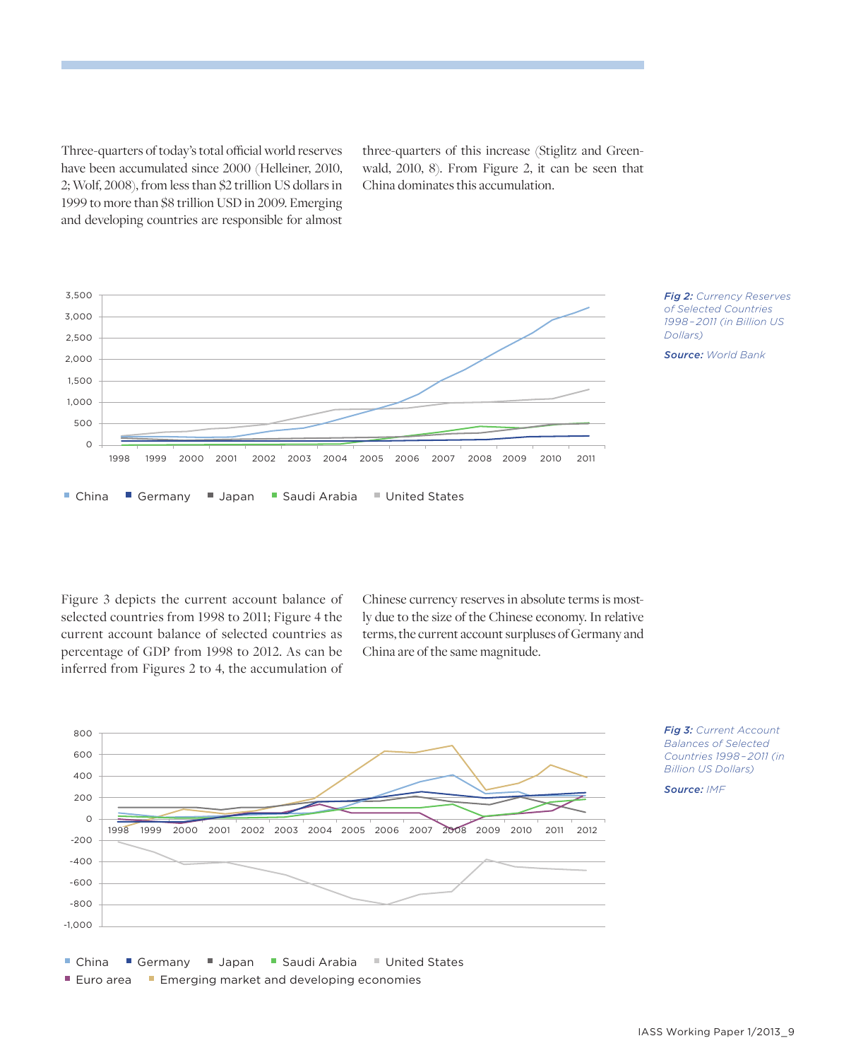Three-quarters of today's total official world reserves have been accumulated since 2000 (Helleiner, 2010, 2; Wolf, 2008), from less than $2 trillion US dollars in 1999 to more than $8 trillion USD in 2009. Emerging and developing countries are responsible for almost three-quarters of this increase (Stiglitz and Greenwald, 2010, 8). From Figure 2, it can be seen that China dominates this accumulation.

***Fig 2:*** *Currency Reserves of Selected Countries 1998–2011 (in Billion US Dollars)*

***Source:*** *World Bank*

Figure 3 depicts the current account balance of selected countries from 1998 to 2011; Figure 4 the current account balance of selected countries as percentage of GDP from 1998 to 2012. As can be inferred from Figures 2 to 4, the accumulation of Chinese currency reserves in absolute terms is mostly due to the size of the Chinese economy. In relative terms, the current account surpluses of Germany and China are of the same magnitude.

***Fig 3:*** *Current Account Balances of Selected Countries 1998–2011 (in Billion US Dollars)*

***Source:*** *IMF*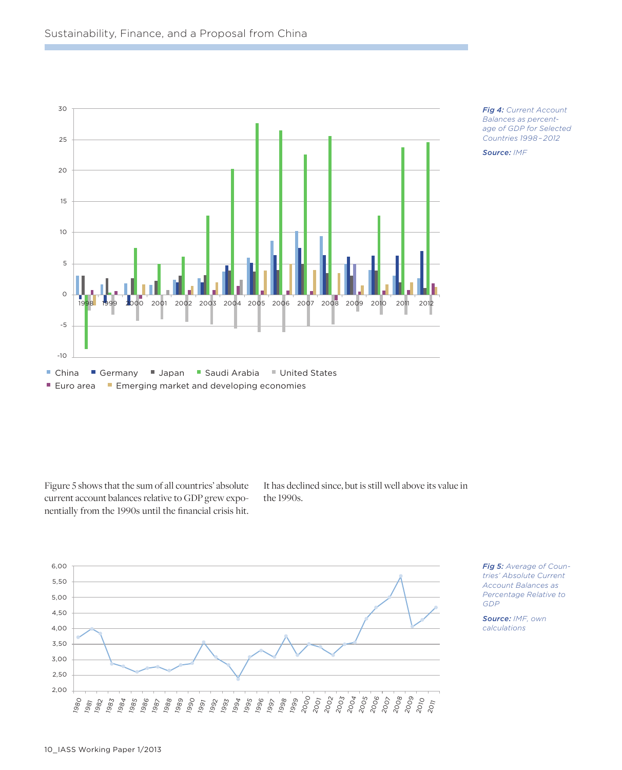*Fig 4: Current Account Balances as percentage of GDP for Selected Countries 1998 – 2012*

***Source:*** *IMF*

Figure 5 shows that the sum of all countries' absolute current account balances relative to GDP grew exponentially from the 1990s until the financial crisis hit. It has declined since, but is still well above its value in the 1990s.

*Fig 5: Average of Countries' Absolute Current Account Balances as Percentage Relative to GDP*

***Source:*** *IMF, own calculations*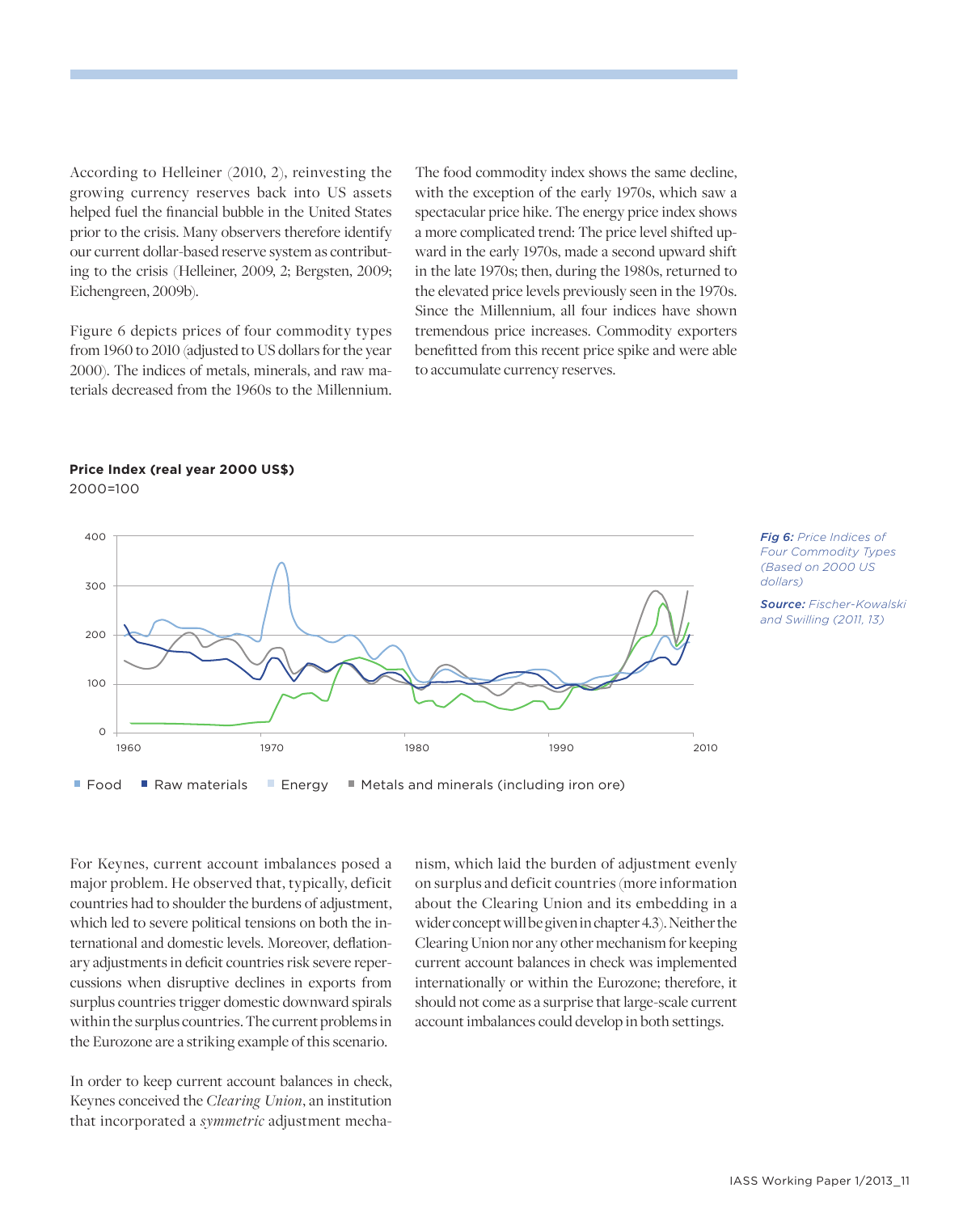According to Helleiner (2010, 2), reinvesting the growing currency reserves back into US assets helped fuel the financial bubble in the United States prior to the crisis. Many observers therefore identify our current dollar-based reserve system as contributing to the crisis (Helleiner, 2009, 2; Bergsten, 2009; Eichengreen, 2009b).

Figure 6 depicts prices of four commodity types from 1960 to 2010 (adjusted to US dollars for the year 2000). The indices of metals, minerals, and raw materials decreased from the 1960s to the Millennium. The food commodity index shows the same decline, with the exception of the early 1970s, which saw a spectacular price hike. The energy price index shows a more complicated trend: The price level shifted upward in the early 1970s, made a second upward shift in the late 1970s; then, during the 1980s, returned to the elevated price levels previously seen in the 1970s. Since the Millennium, all four indices have shown tremendous price increases. Commodity exporters benefitted from this recent price spike and were able to accumulate currency reserves.

**Price Index (real year 2000 US$)**
2000=100

***Fig 6:*** *Price Indices of Four Commodity Types (Based on 2000 US dollars)*

***Source:*** *Fischer-Kowalski and Swilling (2011, 13)*

For Keynes, current account imbalances posed a major problem. He observed that, typically, deficit countries had to shoulder the burdens of adjustment, which led to severe political tensions on both the international and domestic levels. Moreover, deflationary adjustments in deficit countries risk severe repercussions when disruptive declines in exports from surplus countries trigger domestic downward spirals within the surplus countries. The current problems in the Eurozone are a striking example of this scenario.

In order to keep current account balances in check, Keynes conceived the *Clearing Union*, an institution that incorporated a *symmetric* adjustment mechanism, which laid the burden of adjustment evenly on surplus and deficit countries (more information about the Clearing Union and its embedding in a wider concept will be given in chapter 4.3). Neither the Clearing Union nor any other mechanism for keeping current account balances in check was implemented internationally or within the Eurozone; therefore, it should not come as a surprise that large-scale current account imbalances could develop in both settings.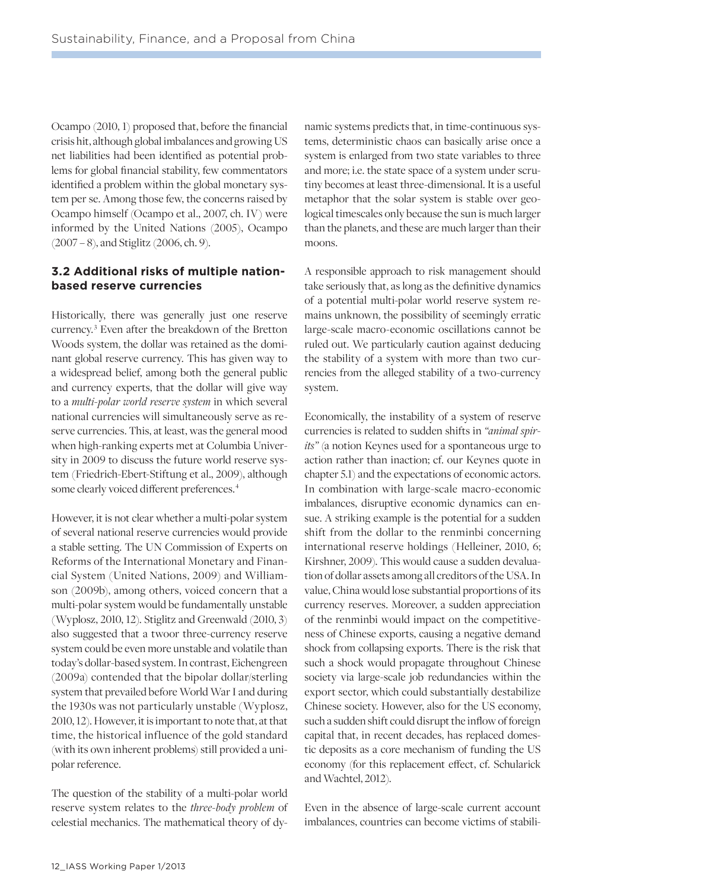Ocampo (2010, 1) proposed that, before the financial crisis hit, although global imbalances and growing US net liabilities had been identified as potential problems for global financial stability, few commentators identified a problem within the global monetary system per se. Among those few, the concerns raised by Ocampo himself (Ocampo et al., 2007, ch. IV) were informed by the United Nations (2005), Ocampo (2007 – 8), and Stiglitz (2006, ch. 9).

### 3.2 Additional risks of multiple nation-based reserve currencies

Historically, there was generally just one reserve currency.[3] Even after the breakdown of the Bretton Woods system, the dollar was retained as the dominant global reserve currency. This has given way to a widespread belief, among both the general public and currency experts, that the dollar will give way to a *multi-polar world reserve system* in which several national currencies will simultaneously serve as reserve currencies. This, at least, was the general mood when high-ranking experts met at Columbia University in 2009 to discuss the future world reserve system (Friedrich-Ebert-Stiftung et al., 2009), although some clearly voiced different preferences.[4]

However, it is not clear whether a multi-polar system of several national reserve currencies would provide a stable setting. The UN Commission of Experts on Reforms of the International Monetary and Financial System (United Nations, 2009) and Williamson (2009b), among others, voiced concern that a multi-polar system would be fundamentally unstable (Wyplosz, 2010, 12). Stiglitz and Greenwald (2010, 3) also suggested that a twoor three-currency reserve system could be even more unstable and volatile than today's dollar-based system. In contrast, Eichengreen (2009a) contended that the bipolar dollar/sterling system that prevailed before World War I and during the 1930s was not particularly unstable (Wyplosz, 2010, 12). However, it is important to note that, at that time, the historical influence of the gold standard (with its own inherent problems) still provided a unipolar reference.

The question of the stability of a multi-polar world reserve system relates to the *three-body problem* of celestial mechanics. The mathematical theory of dynamic systems predicts that, in time-continuous systems, deterministic chaos can basically arise once a system is enlarged from two state variables to three and more; i.e. the state space of a system under scrutiny becomes at least three-dimensional. It is a useful metaphor that the solar system is stable over geological timescales only because the sun is much larger than the planets, and these are much larger than their moons.

A responsible approach to risk management should take seriously that, as long as the definitive dynamics of a potential multi-polar world reserve system remains unknown, the possibility of seemingly erratic large-scale macro-economic oscillations cannot be ruled out. We particularly caution against deducing the stability of a system with more than two currencies from the alleged stability of a two-currency system.

Economically, the instability of a system of reserve currencies is related to sudden shifts in *"animal spirits"* (a notion Keynes used for a spontaneous urge to action rather than inaction; cf. our Keynes quote in chapter 5.1) and the expectations of economic actors. In combination with large-scale macro-economic imbalances, disruptive economic dynamics can ensue. A striking example is the potential for a sudden shift from the dollar to the renminbi concerning international reserve holdings (Helleiner, 2010, 6; Kirshner, 2009). This would cause a sudden devaluation of dollar assets among all creditors of the USA. In value, China would lose substantial proportions of its currency reserves. Moreover, a sudden appreciation of the renminbi would impact on the competitiveness of Chinese exports, causing a negative demand shock from collapsing exports. There is the risk that such a shock would propagate throughout Chinese society via large-scale job redundancies within the export sector, which could substantially destabilize Chinese society. However, also for the US economy, such a sudden shift could disrupt the inflow of foreign capital that, in recent decades, has replaced domestic deposits as a core mechanism of funding the US economy (for this replacement effect, cf. Schularick and Wachtel, 2012).

Even in the absence of large-scale current account imbalances, countries can become victims of stabili-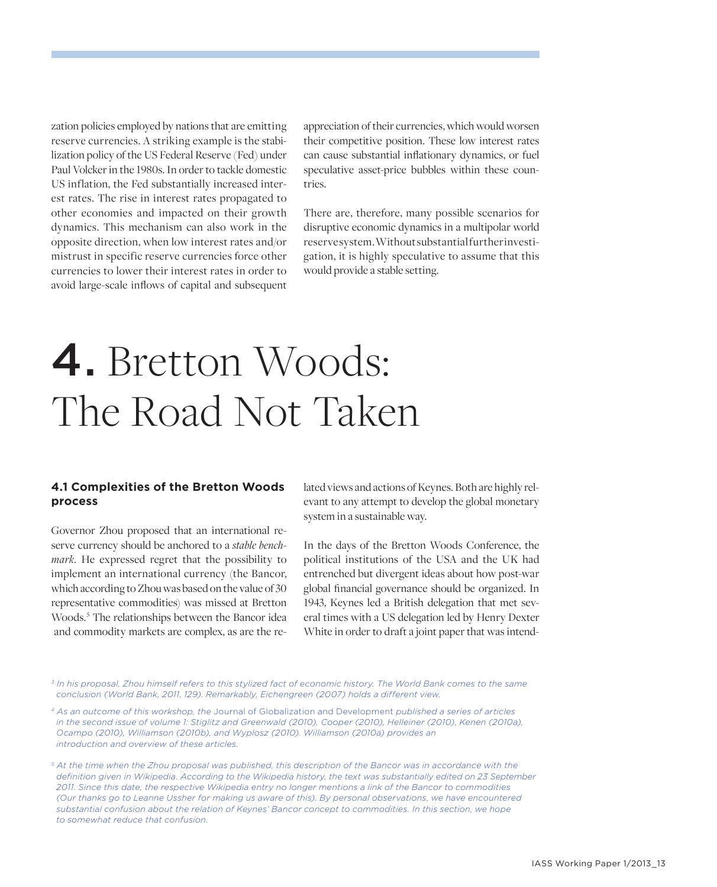zation policies employed by nations that are emitting reserve currencies. A striking example is the stabilization policy of the US Federal Reserve (Fed) under Paul Volcker in the 1980s. In order to tackle domestic US inflation, the Fed substantially increased interest rates. The rise in interest rates propagated to other economies and impacted on their growth dynamics. This mechanism can also work in the opposite direction, when low interest rates and/or mistrust in specific reserve currencies force other currencies to lower their interest rates in order to avoid large-scale inflows of capital and subsequent appreciation of their currencies, which would worsen their competitive position. These low interest rates can cause substantial inflationary dynamics, or fuel speculative asset-price bubbles within these countries.

There are, therefore, many possible scenarios for disruptive economic dynamics in a multipolar world reserve system. Without substantial further investigation, it is highly speculative to assume that this would provide a stable setting.

# 4. Bretton Woods: The Road Not Taken

### 4.1 Complexities of the Bretton Woods process

Governor Zhou proposed that an international reserve currency should be anchored to a *stable benchmark*. He expressed regret that the possibility to implement an international currency (the Bancor, which according to Zhou was based on the value of 30 representative commodities) was missed at Bretton Woods.[5] The relationships between the Bancor idea and commodity markets are complex, as are the related views and actions of Keynes. Both are highly relevant to any attempt to develop the global monetary system in a sustainable way.

In the days of the Bretton Woods Conference, the political institutions of the USA and the UK had entrenched but divergent ideas about how post-war global financial governance should be organized. In 1943, Keynes led a British delegation that met several times with a US delegation led by Henry Dexter White in order to draft a joint paper that was intend-

---

[3] In his proposal, Zhou himself refers to this stylized fact of economic history. The World Bank comes to the same conclusion (World Bank, 2011, 129). Remarkably, Eichengreen (2007) holds a different view.

[4] As an outcome of this workshop, the Journal of Globalization and Development published a series of articles in the second issue of volume 1: Stiglitz and Greenwald (2010), Cooper (2010), Helleiner (2010), Kenen (2010a), Ocampo (2010), Williamson (2010b), and Wyplosz (2010). Williamson (2010a) provides an introduction and overview of these articles.

[5] At the time when the Zhou proposal was published, this description of the Bancor was in accordance with the definition given in Wikipedia. According to the Wikipedia history, the text was substantially edited on 23 September 2011. Since this date, the respective Wikipedia entry no longer mentions a link of the Bancor to commodities (Our thanks go to Leanne Ussher for making us aware of this). By personal observations, we have encountered substantial confusion about the relation of Keynes' Bancor concept to commodities. In this section, we hope to somewhat reduce that confusion.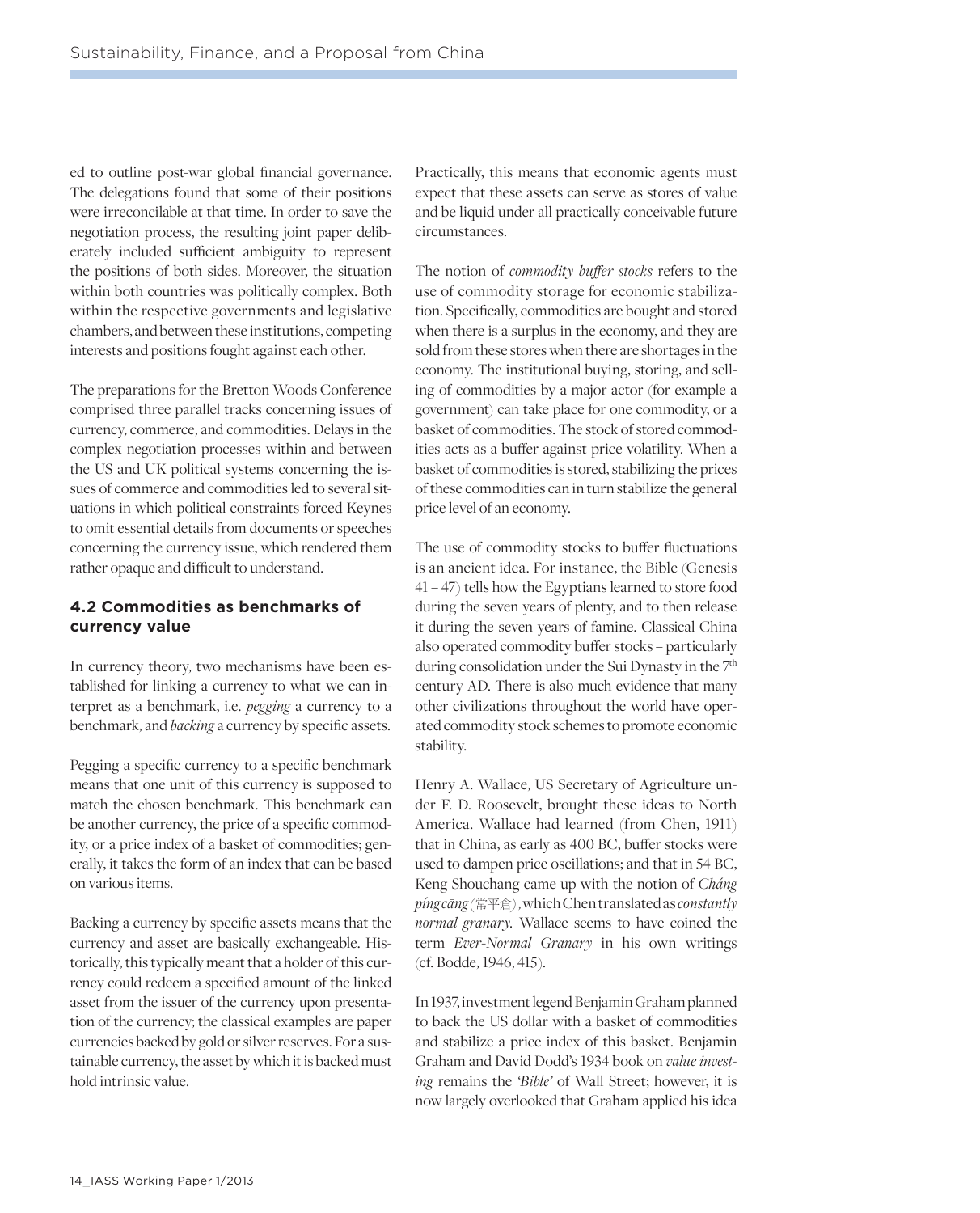ed to outline post-war global financial governance. The delegations found that some of their positions were irreconcilable at that time. In order to save the negotiation process, the resulting joint paper deliberately included sufficient ambiguity to represent the positions of both sides. Moreover, the situation within both countries was politically complex. Both within the respective governments and legislative chambers, and between these institutions, competing interests and positions fought against each other.

The preparations for the Bretton Woods Conference comprised three parallel tracks concerning issues of currency, commerce, and commodities. Delays in the complex negotiation processes within and between the US and UK political systems concerning the issues of commerce and commodities led to several situations in which political constraints forced Keynes to omit essential details from documents or speeches concerning the currency issue, which rendered them rather opaque and difficult to understand.

### 4.2 Commodities as benchmarks of currency value

In currency theory, two mechanisms have been established for linking a currency to what we can interpret as a benchmark, i.e. *pegging* a currency to a benchmark, and *backing* a currency by specific assets.

Pegging a specific currency to a specific benchmark means that one unit of this currency is supposed to match the chosen benchmark. This benchmark can be another currency, the price of a specific commodity, or a price index of a basket of commodities; generally, it takes the form of an index that can be based on various items.

Backing a currency by specific assets means that the currency and asset are basically exchangeable. Historically, this typically meant that a holder of this currency could redeem a specified amount of the linked asset from the issuer of the currency upon presentation of the currency; the classical examples are paper currencies backed by gold or silver reserves. For a sustainable currency, the asset by which it is backed must hold intrinsic value.

Practically, this means that economic agents must expect that these assets can serve as stores of value and be liquid under all practically conceivable future circumstances.

The notion of *commodity buffer stocks* refers to the use of commodity storage for economic stabilization. Specifically, commodities are bought and stored when there is a surplus in the economy, and they are sold from these stores when there are shortages in the economy. The institutional buying, storing, and selling of commodities by a major actor (for example a government) can take place for one commodity, or a basket of commodities. The stock of stored commodities acts as a buffer against price volatility. When a basket of commodities is stored, stabilizing the prices of these commodities can in turn stabilize the general price level of an economy.

The use of commodity stocks to buffer fluctuations is an ancient idea. For instance, the Bible (Genesis 41 – 47) tells how the Egyptians learned to store food during the seven years of plenty, and to then release it during the seven years of famine. Classical China also operated commodity buffer stocks – particularly during consolidation under the Sui Dynasty in the 7th century AD. There is also much evidence that many other civilizations throughout the world have operated commodity stock schemes to promote economic stability.

Henry A. Wallace, US Secretary of Agriculture under F. D. Roosevelt, brought these ideas to North America. Wallace had learned (from Chen, 1911) that in China, as early as 400 BC, buffer stocks were used to dampen price oscillations; and that in 54 BC, Keng Shouchang came up with the notion of *Cháng píng cāng* (常平倉), which Chen translated as *constantly normal granary*. Wallace seems to have coined the term *Ever-Normal Granary* in his own writings (cf. Bodde, 1946, 415).

In 1937, investment legend Benjamin Graham planned to back the US dollar with a basket of commodities and stabilize a price index of this basket. Benjamin Graham and David Dodd's 1934 book on *value investing* remains the *'Bible'* of Wall Street; however, it is now largely overlooked that Graham applied his idea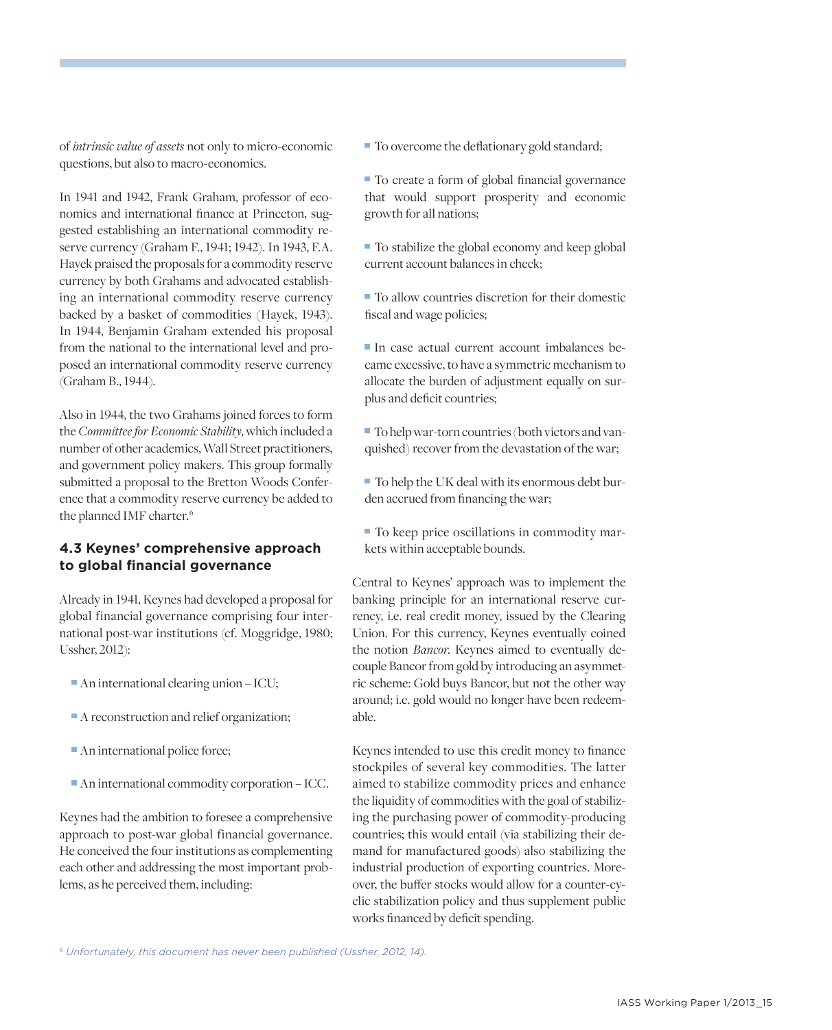of *intrinsic value of assets* not only to micro-economic questions, but also to macro-economics.

In 1941 and 1942, Frank Graham, professor of economics and international finance at Princeton, suggested establishing an international commodity reserve currency (Graham F., 1941; 1942). In 1943, F.A. Hayek praised the proposals for a commodity reserve currency by both Grahams and advocated establishing an international commodity reserve currency backed by a basket of commodities (Hayek, 1943). In 1944, Benjamin Graham extended his proposal from the national to the international level and proposed an international commodity reserve currency (Graham B., 1944).

Also in 1944, the two Grahams joined forces to form the *Committee for Economic Stability*, which included a number of other academics, Wall Street practitioners, and government policy makers. This group formally submitted a proposal to the Bretton Woods Conference that a commodity reserve currency be added to the planned IMF charter.[6]

### 4.3 Keynes' comprehensive approach to global financial governance

Already in 1941, Keynes had developed a proposal for global financial governance comprising four international post-war institutions (cf. Moggridge, 1980; Ussher, 2012):

- An international clearing union – ICU;
- A reconstruction and relief organization;
- An international police force;
- An international commodity corporation – ICC.

Keynes had the ambition to foresee a comprehensive approach to post-war global financial governance. He conceived the four institutions as complementing each other and addressing the most important problems, as he perceived them, including:

- To overcome the deflationary gold standard;
- To create a form of global financial governance that would support prosperity and economic growth for all nations;
- To stabilize the global economy and keep global current account balances in check;
- To allow countries discretion for their domestic fiscal and wage policies;
- In case actual current account imbalances became excessive, to have a symmetric mechanism to allocate the burden of adjustment equally on surplus and deficit countries;
- To help war-torn countries (both victors and vanquished) recover from the devastation of the war;
- To help the UK deal with its enormous debt burden accrued from financing the war;
- To keep price oscillations in commodity markets within acceptable bounds.

Central to Keynes' approach was to implement the banking principle for an international reserve currency, i.e. real credit money, issued by the Clearing Union. For this currency, Keynes eventually coined the notion *Bancor*. Keynes aimed to eventually decouple Bancor from gold by introducing an asymmetric scheme: Gold buys Bancor, but not the other way around; i.e. gold would no longer have been redeemable.

Keynes intended to use this credit money to finance stockpiles of several key commodities. The latter aimed to stabilize commodity prices and enhance the liquidity of commodities with the goal of stabilizing the purchasing power of commodity-producing countries; this would entail (via stabilizing their demand for manufactured goods) also stabilizing the industrial production of exporting countries. Moreover, the buffer stocks would allow for a counter-cyclic stabilization policy and thus supplement public works financed by deficit spending.

[6] *Unfortunately, this document has never been published (Ussher, 2012, 14).*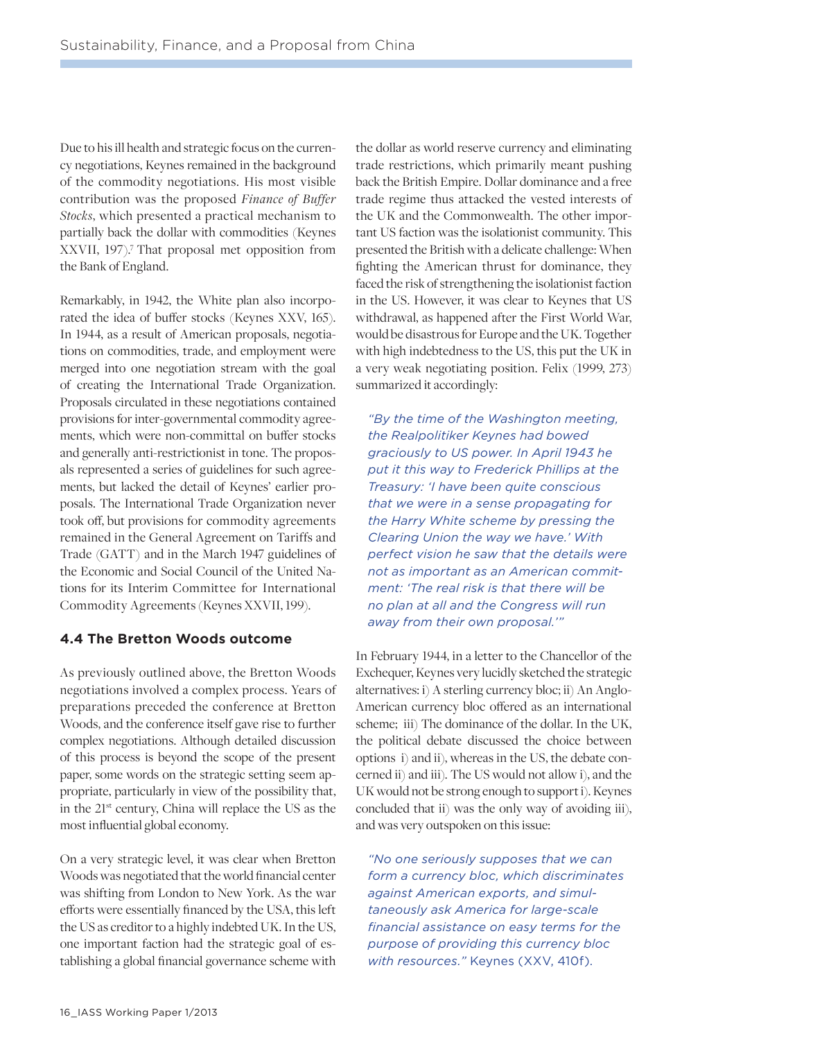Due to his ill health and strategic focus on the currency negotiations, Keynes remained in the background of the commodity negotiations. His most visible contribution was the proposed *Finance of Buffer Stocks*, which presented a practical mechanism to partially back the dollar with commodities (Keynes XXVII, 197).[7] That proposal met opposition from the Bank of England.

Remarkably, in 1942, the White plan also incorporated the idea of buffer stocks (Keynes XXV, 165). In 1944, as a result of American proposals, negotiations on commodities, trade, and employment were merged into one negotiation stream with the goal of creating the International Trade Organization. Proposals circulated in these negotiations contained provisions for inter-governmental commodity agreements, which were non-committal on buffer stocks and generally anti-restrictionist in tone. The proposals represented a series of guidelines for such agreements, but lacked the detail of Keynes' earlier proposals. The International Trade Organization never took off, but provisions for commodity agreements remained in the General Agreement on Tariffs and Trade (GATT) and in the March 1947 guidelines of the Economic and Social Council of the United Nations for its Interim Committee for International Commodity Agreements (Keynes XXVII, 199).

### 4.4 The Bretton Woods outcome

As previously outlined above, the Bretton Woods negotiations involved a complex process. Years of preparations preceded the conference at Bretton Woods, and the conference itself gave rise to further complex negotiations. Although detailed discussion of this process is beyond the scope of the present paper, some words on the strategic setting seem appropriate, particularly in view of the possibility that, in the 21st century, China will replace the US as the most influential global economy.

On a very strategic level, it was clear when Bretton Woods was negotiated that the world financial center was shifting from London to New York. As the war efforts were essentially financed by the USA, this left the US as creditor to a highly indebted UK. In the US, one important faction had the strategic goal of establishing a global financial governance scheme with the dollar as world reserve currency and eliminating trade restrictions, which primarily meant pushing back the British Empire. Dollar dominance and a free trade regime thus attacked the vested interests of the UK and the Commonwealth. The other important US faction was the isolationist community. This presented the British with a delicate challenge: When fighting the American thrust for dominance, they faced the risk of strengthening the isolationist faction in the US. However, it was clear to Keynes that US withdrawal, as happened after the First World War, would be disastrous for Europe and the UK. Together with high indebtedness to the US, this put the UK in a very weak negotiating position. Felix (1999, 273) summarized it accordingly:

> *"By the time of the Washington meeting, the Realpolitiker Keynes had bowed graciously to US power. In April 1943 he put it this way to Frederick Phillips at the Treasury: 'I have been quite conscious that we were in a sense propagating for the Harry White scheme by pressing the Clearing Union the way we have.' With perfect vision he saw that the details were not as important as an American commitment: 'The real risk is that there will be no plan at all and the Congress will run away from their own proposal.'"*

In February 1944, in a letter to the Chancellor of the Exchequer, Keynes very lucidly sketched the strategic alternatives: i) A sterling currency bloc; ii) An Anglo-American currency bloc offered as an international scheme; iii) The dominance of the dollar. In the UK, the political debate discussed the choice between options i) and ii), whereas in the US, the debate concerned ii) and iii). The US would not allow i), and the UK would not be strong enough to support i). Keynes concluded that ii) was the only way of avoiding iii), and was very outspoken on this issue:

> *"No one seriously supposes that we can form a currency bloc, which discriminates against American exports, and simultaneously ask America for large-scale financial assistance on easy terms for the purpose of providing this currency bloc with resources."* Keynes (XXV, 410f).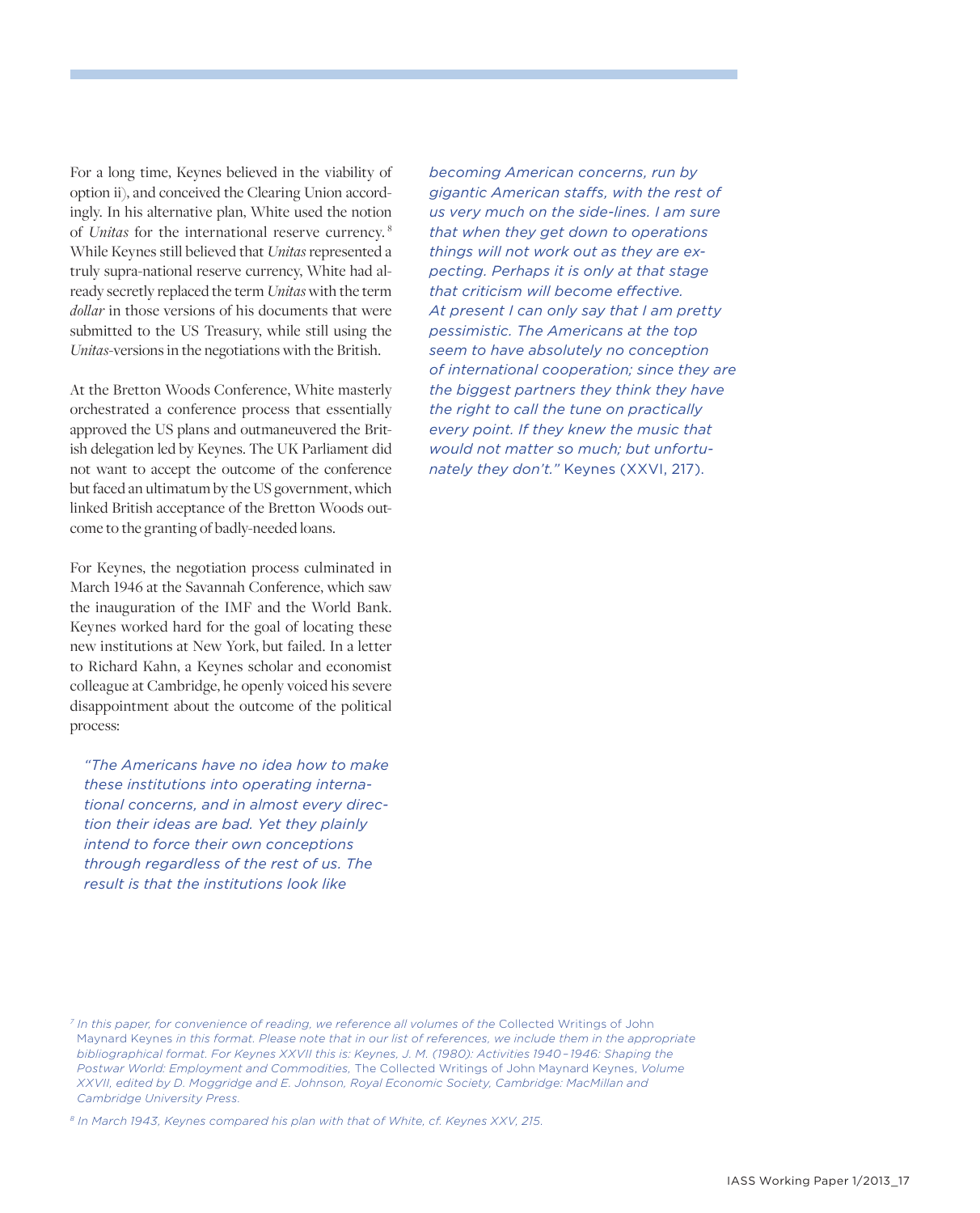For a long time, Keynes believed in the viability of option ii), and conceived the Clearing Union accordingly. In his alternative plan, White used the notion of *Unitas* for the international reserve currency.[8] While Keynes still believed that *Unitas* represented a truly supra-national reserve currency, White had already secretly replaced the term *Unitas* with the term *dollar* in those versions of his documents that were submitted to the US Treasury, while still using the *Unitas*-versions in the negotiations with the British.

At the Bretton Woods Conference, White masterly orchestrated a conference process that essentially approved the US plans and outmaneuvered the British delegation led by Keynes. The UK Parliament did not want to accept the outcome of the conference but faced an ultimatum by the US government, which linked British acceptance of the Bretton Woods outcome to the granting of badly-needed loans.

For Keynes, the negotiation process culminated in March 1946 at the Savannah Conference, which saw the inauguration of the IMF and the World Bank. Keynes worked hard for the goal of locating these new institutions at New York, but failed. In a letter to Richard Kahn, a Keynes scholar and economist colleague at Cambridge, he openly voiced his severe disappointment about the outcome of the political process:

> *"The Americans have no idea how to make these institutions into operating international concerns, and in almost every direction their ideas are bad. Yet they plainly intend to force their own conceptions through regardless of the rest of us. The result is that the institutions look like becoming American concerns, run by gigantic American staffs, with the rest of us very much on the side-lines. I am sure that when they get down to operations things will not work out as they are expecting. Perhaps it is only at that stage that criticism will become effective. At present I can only say that I am pretty pessimistic. The Americans at the top seem to have absolutely no conception of international cooperation; since they are the biggest partners they think they have the right to call the tune on practically every point. If they knew the music that would not matter so much; but unfortunately they don't."* Keynes (XXVI, 217).

---

[7] *In this paper, for convenience of reading, we reference all volumes of the* Collected Writings of John Maynard Keynes *in this format. Please note that in our list of references, we include them in the appropriate bibliographical format. For Keynes XXVII this is: Keynes, J. M. (1980): Activities 1940–1946: Shaping the Postwar World: Employment and Commodities,* The Collected Writings of John Maynard Keynes, *Volume XXVII, edited by D. Moggridge and E. Johnson, Royal Economic Society, Cambridge: MacMillan and Cambridge University Press.*

[8] *In March 1943, Keynes compared his plan with that of White, cf. Keynes XXV, 215.*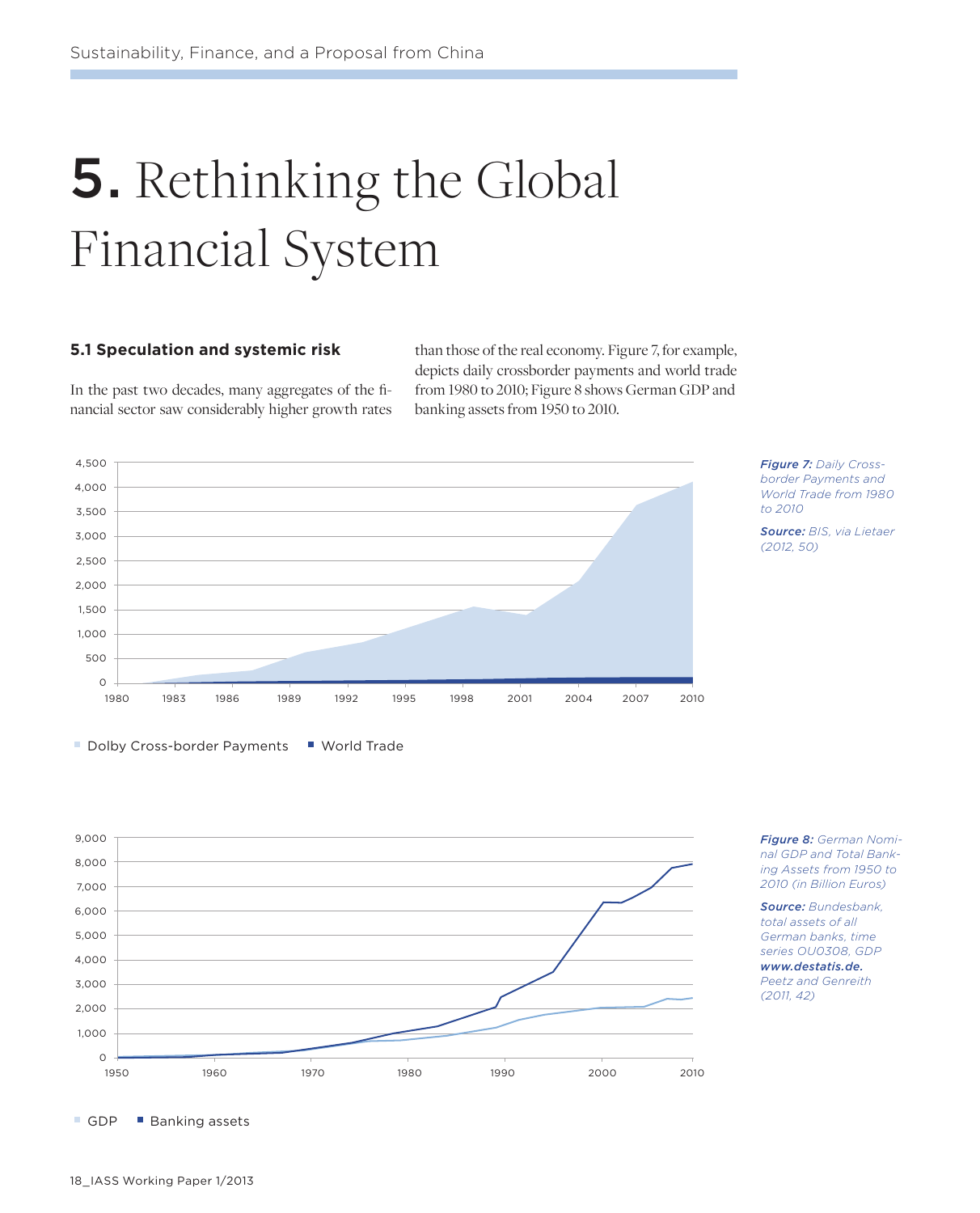# 5. Rethinking the Global Financial System

## 5.1 Speculation and systemic risk

In the past two decades, many aggregates of the financial sector saw considerably higher growth rates than those of the real economy. Figure 7, for example, depicts daily crossborder payments and world trade from 1980 to 2010; Figure 8 shows German GDP and banking assets from 1950 to 2010.

**Figure 7:** *Daily Cross-border Payments and World Trade from 1980 to 2010*

**Source:** *BIS, via Lietaer (2012, 50)*

**Figure 8:** *German Nominal GDP and Total Banking Assets from 1950 to 2010 (in Billion Euros)*

**Source:** *Bundesbank, total assets of all German banks, time series OU0308, GDP* ***www.destatis.de.*** *Peetz and Genreith (2011, 42)*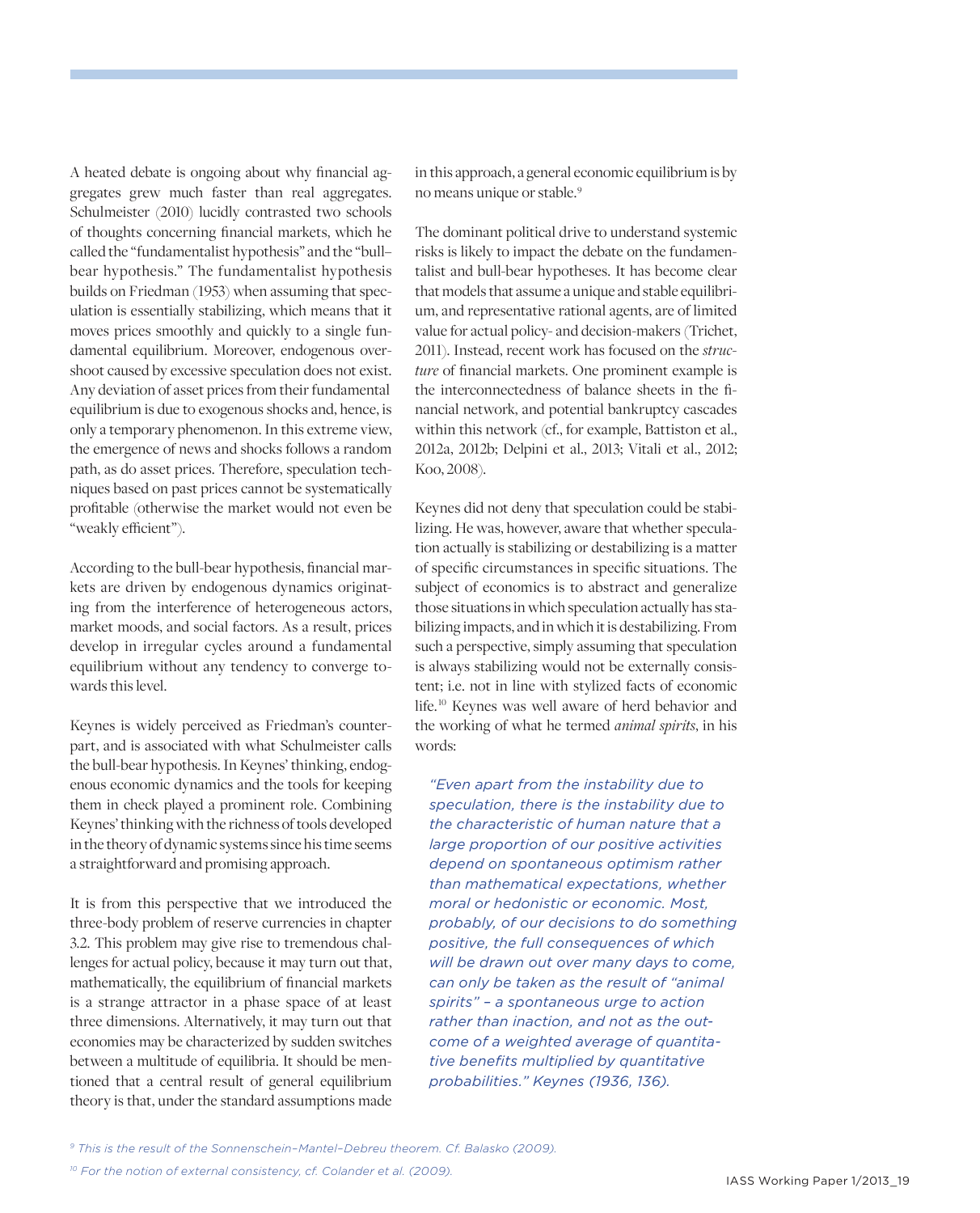A heated debate is ongoing about why financial aggregates grew much faster than real aggregates. Schulmeister (2010) lucidly contrasted two schools of thoughts concerning financial markets, which he called the "fundamentalist hypothesis" and the "bull-bear hypothesis." The fundamentalist hypothesis builds on Friedman (1953) when assuming that speculation is essentially stabilizing, which means that it moves prices smoothly and quickly to a single fundamental equilibrium. Moreover, endogenous overshoot caused by excessive speculation does not exist. Any deviation of asset prices from their fundamental equilibrium is due to exogenous shocks and, hence, is only a temporary phenomenon. In this extreme view, the emergence of news and shocks follows a random path, as do asset prices. Therefore, speculation techniques based on past prices cannot be systematically profitable (otherwise the market would not even be "weakly efficient").

According to the bull-bear hypothesis, financial markets are driven by endogenous dynamics originating from the interference of heterogeneous actors, market moods, and social factors. As a result, prices develop in irregular cycles around a fundamental equilibrium without any tendency to converge towards this level.

Keynes is widely perceived as Friedman's counterpart, and is associated with what Schulmeister calls the bull-bear hypothesis. In Keynes' thinking, endogenous economic dynamics and the tools for keeping them in check played a prominent role. Combining Keynes' thinking with the richness of tools developed in the theory of dynamic systems since his time seems a straightforward and promising approach.

It is from this perspective that we introduced the three-body problem of reserve currencies in chapter 3.2. This problem may give rise to tremendous challenges for actual policy, because it may turn out that, mathematically, the equilibrium of financial markets is a strange attractor in a phase space of at least three dimensions. Alternatively, it may turn out that economies may be characterized by sudden switches between a multitude of equilibria. It should be mentioned that a central result of general equilibrium theory is that, under the standard assumptions made in this approach, a general economic equilibrium is by no means unique or stable.[9]

The dominant political drive to understand systemic risks is likely to impact the debate on the fundamentalist and bull-bear hypotheses. It has become clear that models that assume a unique and stable equilibrium, and representative rational agents, are of limited value for actual policy- and decision-makers (Trichet, 2011). Instead, recent work has focused on the *structure* of financial markets. One prominent example is the interconnectedness of balance sheets in the financial network, and potential bankruptcy cascades within this network (cf., for example, Battiston et al., 2012a, 2012b; Delpini et al., 2013; Vitali et al., 2012; Koo, 2008).

Keynes did not deny that speculation could be stabilizing. He was, however, aware that whether speculation actually is stabilizing or destabilizing is a matter of specific circumstances in specific situations. The subject of economics is to abstract and generalize those situations in which speculation actually has stabilizing impacts, and in which it is destabilizing. From such a perspective, simply assuming that speculation is always stabilizing would not be externally consistent; i.e. not in line with stylized facts of economic life.[10] Keynes was well aware of herd behavior and the working of what he termed *animal spirits*, in his words:

> *"Even apart from the instability due to speculation, there is the instability due to the characteristic of human nature that a large proportion of our positive activities depend on spontaneous optimism rather than mathematical expectations, whether moral or hedonistic or economic. Most, probably, of our decisions to do something positive, the full consequences of which will be drawn out over many days to come, can only be taken as the result of "animal spirits" – a spontaneous urge to action rather than inaction, and not as the outcome of a weighted average of quantitative benefits multiplied by quantitative probabilities." Keynes (1936, 136).*

[9] *This is the result of the Sonnenschein–Mantel–Debreu theorem. Cf. Balasko (2009).*

[10] *For the notion of external consistency, cf. Colander et al. (2009).*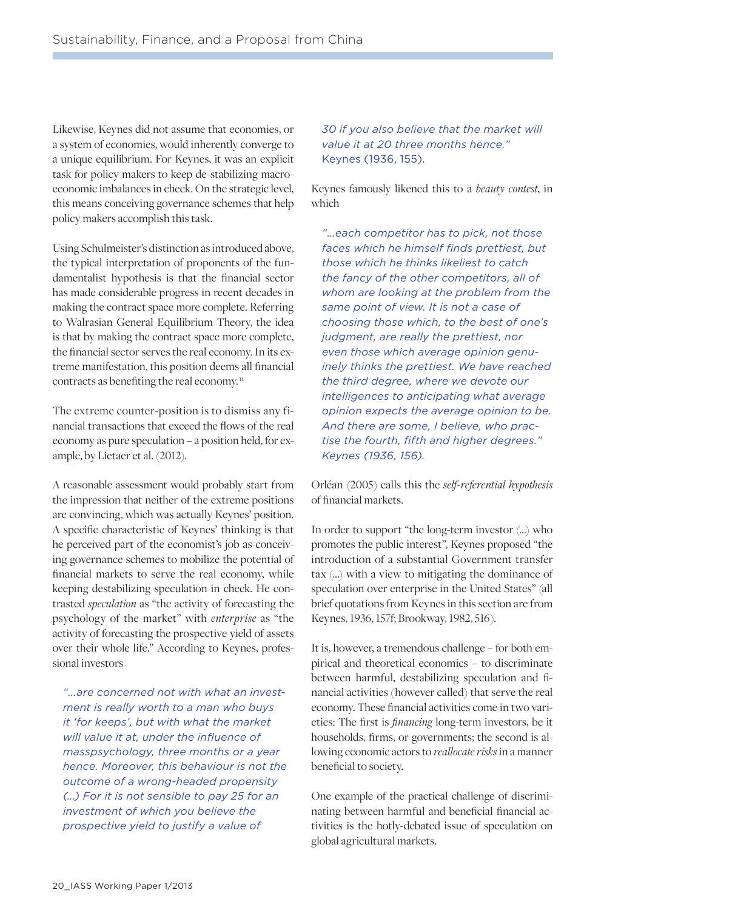Likewise, Keynes did not assume that economies, or a system of economies, would inherently converge to a unique equilibrium. For Keynes, it was an explicit task for policy makers to keep de-stabilizing macroeconomic imbalances in check. On the strategic level, this means conceiving governance schemes that help policy makers accomplish this task.

Using Schulmeister's distinction as introduced above, the typical interpretation of proponents of the fundamentalist hypothesis is that the financial sector has made considerable progress in recent decades in making the contract space more complete. Referring to Walrasian General Equilibrium Theory, the idea is that by making the contract space more complete, the financial sector serves the real economy. In its extreme manifestation, this position deems all financial contracts as benefiting the real economy.[11]

The extreme counter-position is to dismiss any financial transactions that exceed the flows of the real economy as pure speculation – a position held, for example, by Lietaer et al. (2012).

A reasonable assessment would probably start from the impression that neither of the extreme positions are convincing, which was actually Keynes' position. A specific characteristic of Keynes' thinking is that he perceived part of the economist's job as conceiving governance schemes to mobilize the potential of financial markets to serve the real economy, while keeping destabilizing speculation in check. He contrasted *speculation* as "the activity of forecasting the psychology of the market" with *enterprise* as "the activity of forecasting the prospective yield of assets over their whole life." According to Keynes, professional investors

> *"…are concerned not with what an investment is really worth to a man who buys it 'for keeps', but with what the market will value it at, under the influence of masspsychology, three months or a year hence. Moreover, this behaviour is not the outcome of a wrong-headed propensity (…) For it is not sensible to pay 25 for an investment of which you believe the prospective yield to justify a value of 30 if you also believe that the market will value it at 20 three months hence."* Keynes (1936, 155).

Keynes famously likened this to a *beauty contest*, in which

> *"…each competitor has to pick, not those faces which he himself finds prettiest, but those which he thinks likeliest to catch the fancy of the other competitors, all of whom are looking at the problem from the same point of view. It is not a case of choosing those which, to the best of one's judgment, are really the prettiest, nor even those which average opinion genuinely thinks the prettiest. We have reached the third degree, where we devote our intelligences to anticipating what average opinion expects the average opinion to be. And there are some, I believe, who practise the fourth, fifth and higher degrees." Keynes (1936, 156).*

Orléan (2005) calls this the *self-referential hypothesis* of financial markets.

In order to support "the long-term investor (…) who promotes the public interest", Keynes proposed "the introduction of a substantial Government transfer tax (…) with a view to mitigating the dominance of speculation over enterprise in the United States" (all brief quotations from Keynes in this section are from Keynes, 1936, 157f; Brookway, 1982, 516).

It is, however, a tremendous challenge – for both empirical and theoretical economics – to discriminate between harmful, destabilizing speculation and financial activities (however called) that serve the real economy. These financial activities come in two varieties: The first is *financing* long-term investors, be it households, firms, or governments; the second is allowing economic actors to *reallocate risks* in a manner beneficial to society.

One example of the practical challenge of discriminating between harmful and beneficial financial activities is the hotly-debated issue of speculation on global agricultural markets.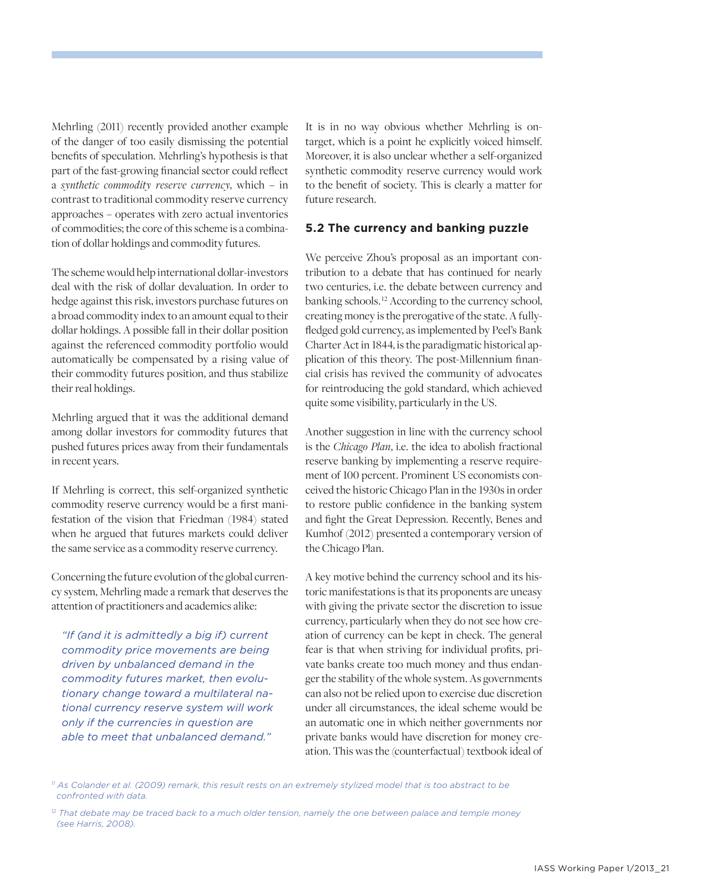Mehrling (2011) recently provided another example of the danger of too easily dismissing the potential benefits of speculation. Mehrling's hypothesis is that part of the fast-growing financial sector could reflect a *synthetic commodity reserve currency*, which – in contrast to traditional commodity reserve currency approaches – operates with zero actual inventories of commodities; the core of this scheme is a combination of dollar holdings and commodity futures.

The scheme would help international dollar-investors deal with the risk of dollar devaluation. In order to hedge against this risk, investors purchase futures on a broad commodity index to an amount equal to their dollar holdings. A possible fall in their dollar position against the referenced commodity portfolio would automatically be compensated by a rising value of their commodity futures position, and thus stabilize their real holdings.

Mehrling argued that it was the additional demand among dollar investors for commodity futures that pushed futures prices away from their fundamentals in recent years.

If Mehrling is correct, this self-organized synthetic commodity reserve currency would be a first manifestation of the vision that Friedman (1984) stated when he argued that futures markets could deliver the same service as a commodity reserve currency.

Concerning the future evolution of the global currency system, Mehrling made a remark that deserves the attention of practitioners and academics alike:

> *"If (and it is admittedly a big if) current commodity price movements are being driven by unbalanced demand in the commodity futures market, then evolutionary change toward a multilateral national currency reserve system will work only if the currencies in question are able to meet that unbalanced demand."*

It is in no way obvious whether Mehrling is on-target, which is a point he explicitly voiced himself. Moreover, it is also unclear whether a self-organized synthetic commodity reserve currency would work to the benefit of society. This is clearly a matter for future research.

### 5.2 The currency and banking puzzle

We perceive Zhou's proposal as an important contribution to a debate that has continued for nearly two centuries, i.e. the debate between currency and banking schools.[12] According to the currency school, creating money is the prerogative of the state. A fully-fledged gold currency, as implemented by Peel's Bank Charter Act in 1844, is the paradigmatic historical application of this theory. The post-Millennium financial crisis has revived the community of advocates for reintroducing the gold standard, which achieved quite some visibility, particularly in the US.

Another suggestion in line with the currency school is the *Chicago Plan*, i.e. the idea to abolish fractional reserve banking by implementing a reserve requirement of 100 percent. Prominent US economists conceived the historic Chicago Plan in the 1930s in order to restore public confidence in the banking system and fight the Great Depression. Recently, Benes and Kumhof (2012) presented a contemporary version of the Chicago Plan.

A key motive behind the currency school and its historic manifestations is that its proponents are uneasy with giving the private sector the discretion to issue currency, particularly when they do not see how creation of currency can be kept in check. The general fear is that when striving for individual profits, private banks create too much money and thus endanger the stability of the whole system. As governments can also not be relied upon to exercise due discretion under all circumstances, the ideal scheme would be an automatic one in which neither governments nor private banks would have discretion for money creation. This was the (counterfactual) textbook ideal of

---

[11] *As Colander et al. (2009) remark, this result rests on an extremely stylized model that is too abstract to be confronted with data.*

[12] *That debate may be traced back to a much older tension, namely the one between palace and temple money (see Harris, 2008).*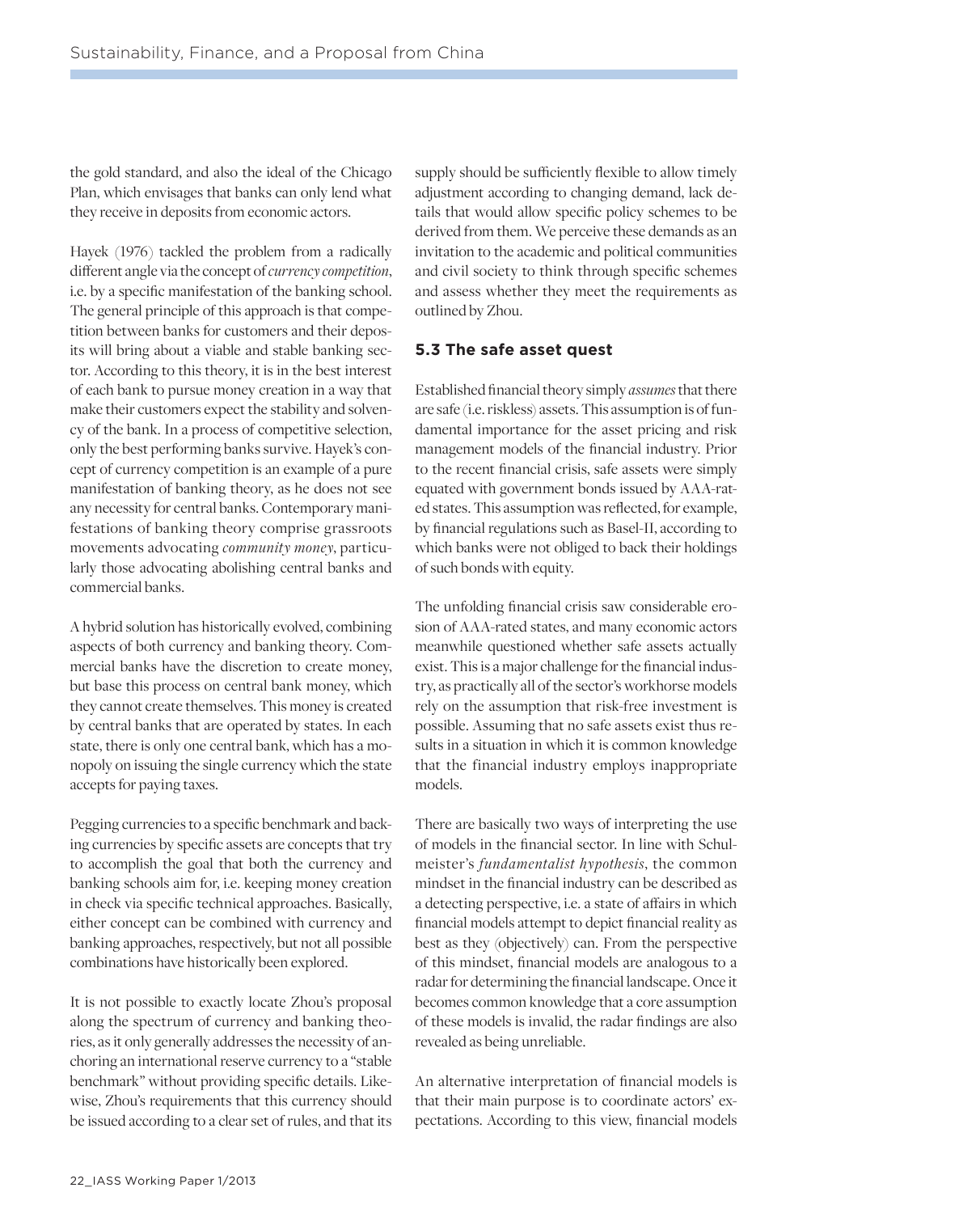the gold standard, and also the ideal of the Chicago Plan, which envisages that banks can only lend what they receive in deposits from economic actors.

Hayek (1976) tackled the problem from a radically different angle via the concept of *currency competition*, i.e. by a specific manifestation of the banking school. The general principle of this approach is that competition between banks for customers and their deposits will bring about a viable and stable banking sector. According to this theory, it is in the best interest of each bank to pursue money creation in a way that make their customers expect the stability and solvency of the bank. In a process of competitive selection, only the best performing banks survive. Hayek's concept of currency competition is an example of a pure manifestation of banking theory, as he does not see any necessity for central banks. Contemporary manifestations of banking theory comprise grassroots movements advocating *community money*, particularly those advocating abolishing central banks and commercial banks.

A hybrid solution has historically evolved, combining aspects of both currency and banking theory. Commercial banks have the discretion to create money, but base this process on central bank money, which they cannot create themselves. This money is created by central banks that are operated by states. In each state, there is only one central bank, which has a monopoly on issuing the single currency which the state accepts for paying taxes.

Pegging currencies to a specific benchmark and backing currencies by specific assets are concepts that try to accomplish the goal that both the currency and banking schools aim for, i.e. keeping money creation in check via specific technical approaches. Basically, either concept can be combined with currency and banking approaches, respectively, but not all possible combinations have historically been explored.

It is not possible to exactly locate Zhou's proposal along the spectrum of currency and banking theories, as it only generally addresses the necessity of anchoring an international reserve currency to a "stable benchmark" without providing specific details. Likewise, Zhou's requirements that this currency should be issued according to a clear set of rules, and that its supply should be sufficiently flexible to allow timely adjustment according to changing demand, lack details that would allow specific policy schemes to be derived from them. We perceive these demands as an invitation to the academic and political communities and civil society to think through specific schemes and assess whether they meet the requirements as outlined by Zhou.

### 5.3 The safe asset quest

Established financial theory simply *assumes* that there are safe (i.e. riskless) assets. This assumption is of fundamental importance for the asset pricing and risk management models of the financial industry. Prior to the recent financial crisis, safe assets were simply equated with government bonds issued by AAA-rated states. This assumption was reflected, for example, by financial regulations such as Basel-II, according to which banks were not obliged to back their holdings of such bonds with equity.

The unfolding financial crisis saw considerable erosion of AAA-rated states, and many economic actors meanwhile questioned whether safe assets actually exist. This is a major challenge for the financial industry, as practically all of the sector's workhorse models rely on the assumption that risk-free investment is possible. Assuming that no safe assets exist thus results in a situation in which it is common knowledge that the financial industry employs inappropriate models.

There are basically two ways of interpreting the use of models in the financial sector. In line with Schulmeister's *fundamentalist hypothesis*, the common mindset in the financial industry can be described as a detecting perspective, i.e. a state of affairs in which financial models attempt to depict financial reality as best as they (objectively) can. From the perspective of this mindset, financial models are analogous to a radar for determining the financial landscape. Once it becomes common knowledge that a core assumption of these models is invalid, the radar findings are also revealed as being unreliable.

An alternative interpretation of financial models is that their main purpose is to coordinate actors' expectations. According to this view, financial models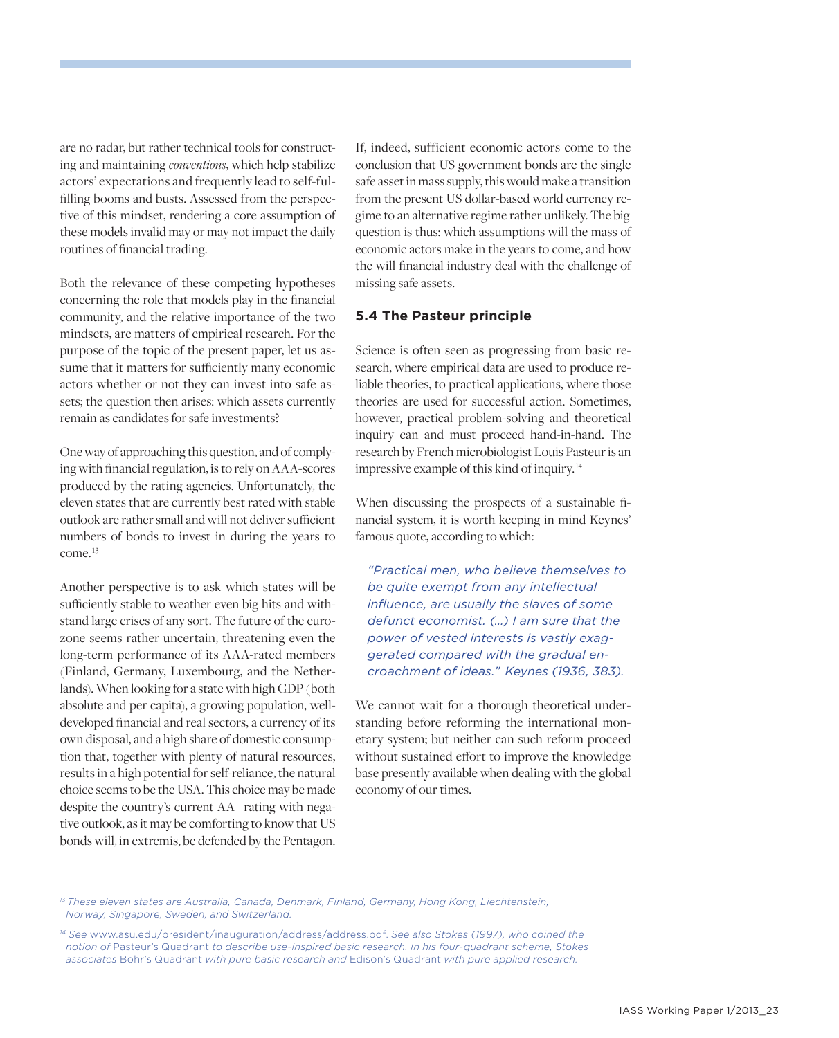are no radar, but rather technical tools for constructing and maintaining *conventions*, which help stabilize actors' expectations and frequently lead to self-fulfilling booms and busts. Assessed from the perspective of this mindset, rendering a core assumption of these models invalid may or may not impact the daily routines of financial trading.

Both the relevance of these competing hypotheses concerning the role that models play in the financial community, and the relative importance of the two mindsets, are matters of empirical research. For the purpose of the topic of the present paper, let us assume that it matters for sufficiently many economic actors whether or not they can invest into safe assets; the question then arises: which assets currently remain as candidates for safe investments?

One way of approaching this question, and of complying with financial regulation, is to rely on AAA-scores produced by the rating agencies. Unfortunately, the eleven states that are currently best rated with stable outlook are rather small and will not deliver sufficient numbers of bonds to invest in during the years to come.[13]

Another perspective is to ask which states will be sufficiently stable to weather even big hits and withstand large crises of any sort. The future of the eurozone seems rather uncertain, threatening even the long-term performance of its AAA-rated members (Finland, Germany, Luxembourg, and the Netherlands). When looking for a state with high GDP (both absolute and per capita), a growing population, well-developed financial and real sectors, a currency of its own disposal, and a high share of domestic consumption that, together with plenty of natural resources, results in a high potential for self-reliance, the natural choice seems to be the USA. This choice may be made despite the country's current AA+ rating with negative outlook, as it may be comforting to know that US bonds will, in extremis, be defended by the Pentagon.

If, indeed, sufficient economic actors come to the conclusion that US government bonds are the single safe asset in mass supply, this would make a transition from the present US dollar-based world currency regime to an alternative regime rather unlikely. The big question is thus: which assumptions will the mass of economic actors make in the years to come, and how the will financial industry deal with the challenge of missing safe assets.

## 5.4 The Pasteur principle

Science is often seen as progressing from basic research, where empirical data are used to produce reliable theories, to practical applications, where those theories are used for successful action. Sometimes, however, practical problem-solving and theoretical inquiry can and must proceed hand-in-hand. The research by French microbiologist Louis Pasteur is an impressive example of this kind of inquiry.[14]

When discussing the prospects of a sustainable financial system, it is worth keeping in mind Keynes' famous quote, according to which:

> *"Practical men, who believe themselves to be quite exempt from any intellectual influence, are usually the slaves of some defunct economist. (…) I am sure that the power of vested interests is vastly exaggerated compared with the gradual encroachment of ideas." Keynes (1936, 383).*

We cannot wait for a thorough theoretical understanding before reforming the international monetary system; but neither can such reform proceed without sustained effort to improve the knowledge base presently available when dealing with the global economy of our times.

---

[13] *These eleven states are Australia, Canada, Denmark, Finland, Germany, Hong Kong, Liechtenstein, Norway, Singapore, Sweden, and Switzerland.*

[14] *See* www.asu.edu/president/inauguration/address/address.pdf. *See also Stokes (1997), who coined the notion of* Pasteur's Quadrant *to describe use-inspired basic research. In his four-quadrant scheme, Stokes associates* Bohr's Quadrant *with pure basic research and* Edison's Quadrant *with pure applied research.*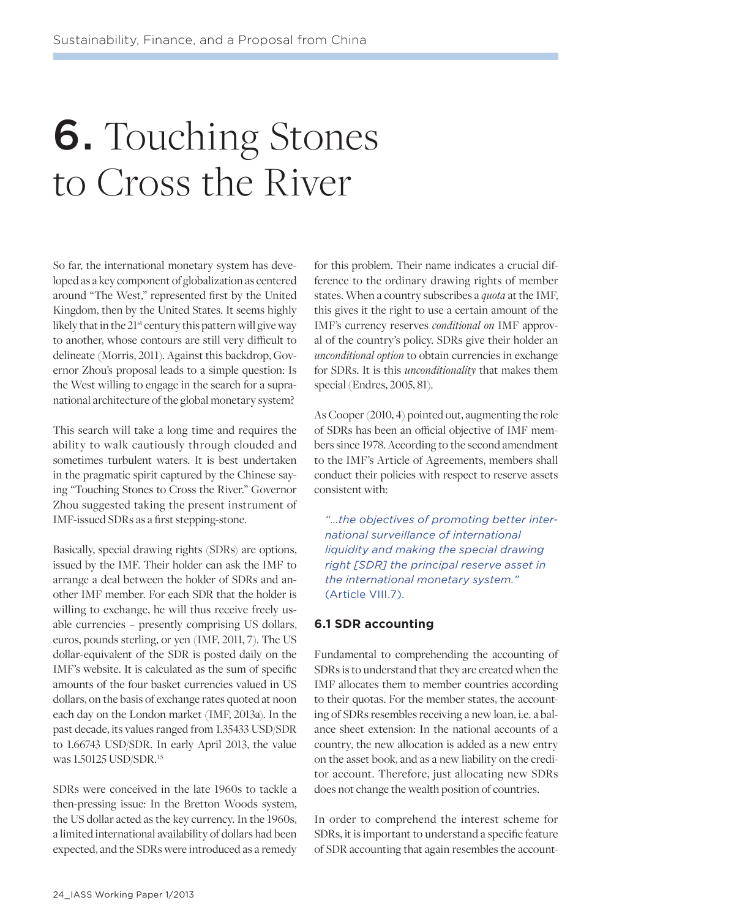# 6. Touching Stones to Cross the River

So far, the international monetary system has developed as a key component of globalization as centered around "The West," represented first by the United Kingdom, then by the United States. It seems highly likely that in the 21st century this pattern will give way to another, whose contours are still very difficult to delineate (Morris, 2011). Against this backdrop, Governor Zhou's proposal leads to a simple question: Is the West willing to engage in the search for a supranational architecture of the global monetary system?

This search will take a long time and requires the ability to walk cautiously through clouded and sometimes turbulent waters. It is best undertaken in the pragmatic spirit captured by the Chinese saying "Touching Stones to Cross the River." Governor Zhou suggested taking the present instrument of IMF-issued SDRs as a first stepping-stone.

Basically, special drawing rights (SDRs) are options, issued by the IMF. Their holder can ask the IMF to arrange a deal between the holder of SDRs and another IMF member. For each SDR that the holder is willing to exchange, he will thus receive freely usable currencies – presently comprising US dollars, euros, pounds sterling, or yen (IMF, 2011, 7). The US dollar-equivalent of the SDR is posted daily on the IMF's website. It is calculated as the sum of specific amounts of the four basket currencies valued in US dollars, on the basis of exchange rates quoted at noon each day on the London market (IMF, 2013a). In the past decade, its values ranged from 1.35433 USD/SDR to 1.66743 USD/SDR. In early April 2013, the value was 1.50125 USD/SDR.[15]

SDRs were conceived in the late 1960s to tackle a then-pressing issue: In the Bretton Woods system, the US dollar acted as the key currency. In the 1960s, a limited international availability of dollars had been expected, and the SDRs were introduced as a remedy for this problem. Their name indicates a crucial difference to the ordinary drawing rights of member states. When a country subscribes a *quota* at the IMF, this gives it the right to use a certain amount of the IMF's currency reserves *conditional on* IMF approval of the country's policy. SDRs give their holder an *unconditional option* to obtain currencies in exchange for SDRs. It is this *unconditionality* that makes them special (Endres, 2005, 81).

As Cooper (2010, 4) pointed out, augmenting the role of SDRs has been an official objective of IMF members since 1978. According to the second amendment to the IMF's Article of Agreements, members shall conduct their policies with respect to reserve assets consistent with:

> "...the objectives of promoting better international surveillance of international liquidity and making the special drawing right [SDR] the principal reserve asset in the international monetary system." (Article VIII.7).

## 6.1 SDR accounting

Fundamental to comprehending the accounting of SDRs is to understand that they are created when the IMF allocates them to member countries according to their quotas. For the member states, the accounting of SDRs resembles receiving a new loan, i.e. a balance sheet extension: In the national accounts of a country, the new allocation is added as a new entry on the asset book, and as a new liability on the creditor account. Therefore, just allocating new SDRs does not change the wealth position of countries.

In order to comprehend the interest scheme for SDRs, it is important to understand a specific feature of SDR accounting that again resembles the account-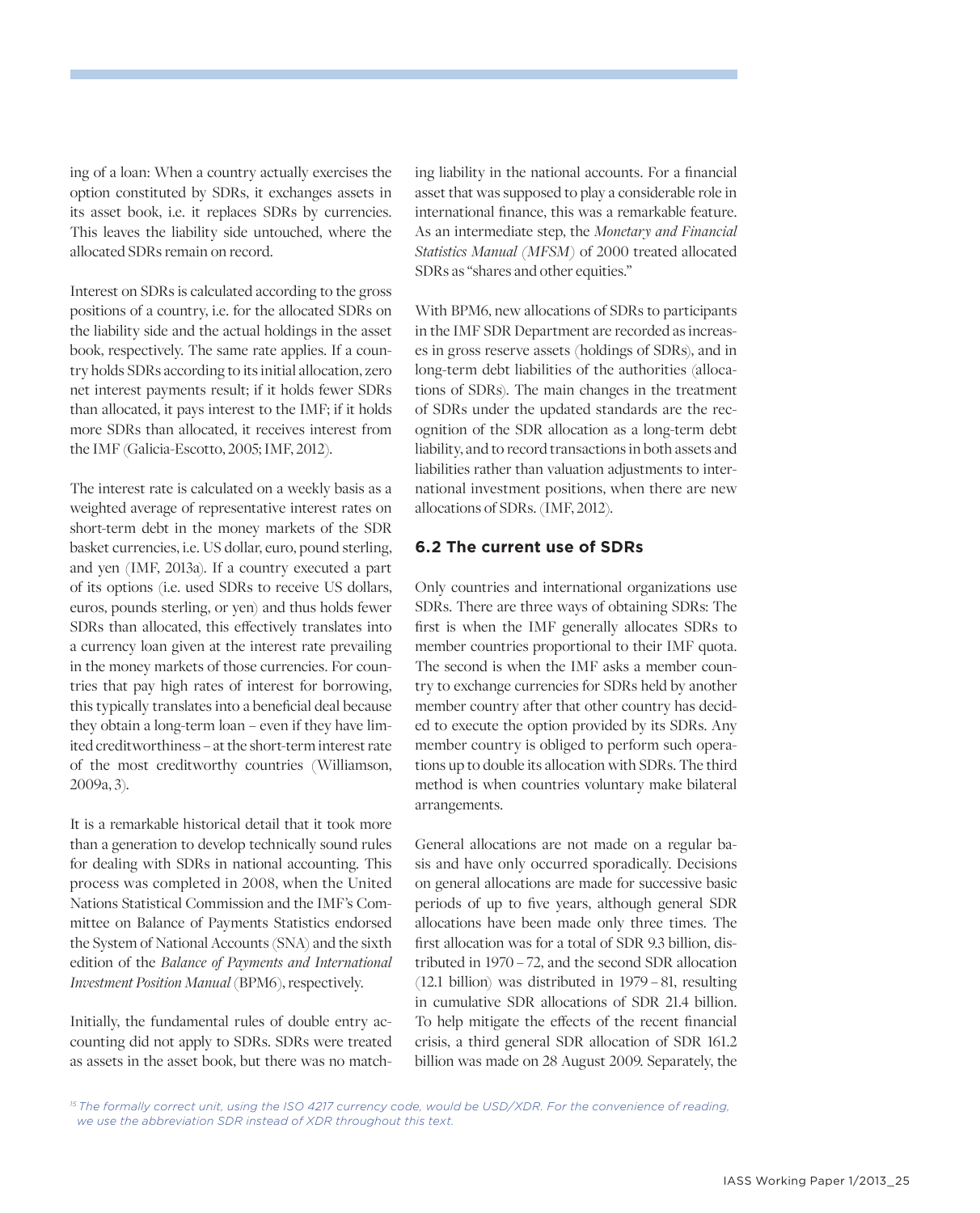ing of a loan: When a country actually exercises the option constituted by SDRs, it exchanges assets in its asset book, i.e. it replaces SDRs by currencies. This leaves the liability side untouched, where the allocated SDRs remain on record.

Interest on SDRs is calculated according to the gross positions of a country, i.e. for the allocated SDRs on the liability side and the actual holdings in the asset book, respectively. The same rate applies. If a country holds SDRs according to its initial allocation, zero net interest payments result; if it holds fewer SDRs than allocated, it pays interest to the IMF; if it holds more SDRs than allocated, it receives interest from the IMF (Galicia-Escotto, 2005; IMF, 2012).

The interest rate is calculated on a weekly basis as a weighted average of representative interest rates on short-term debt in the money markets of the SDR basket currencies, i.e. US dollar, euro, pound sterling, and yen (IMF, 2013a). If a country executed a part of its options (i.e. used SDRs to receive US dollars, euros, pounds sterling, or yen) and thus holds fewer SDRs than allocated, this effectively translates into a currency loan given at the interest rate prevailing in the money markets of those currencies. For countries that pay high rates of interest for borrowing, this typically translates into a beneficial deal because they obtain a long-term loan – even if they have limited creditworthiness – at the short-term interest rate of the most creditworthy countries (Williamson, 2009a, 3).

It is a remarkable historical detail that it took more than a generation to develop technically sound rules for dealing with SDRs in national accounting. This process was completed in 2008, when the United Nations Statistical Commission and the IMF's Committee on Balance of Payments Statistics endorsed the System of National Accounts (SNA) and the sixth edition of the *Balance of Payments and International Investment Position Manual* (BPM6), respectively.

Initially, the fundamental rules of double entry accounting did not apply to SDRs. SDRs were treated as assets in the asset book, but there was no matching liability in the national accounts. For a financial asset that was supposed to play a considerable role in international finance, this was a remarkable feature. As an intermediate step, the *Monetary and Financial Statistics Manual (MFSM)* of 2000 treated allocated SDRs as "shares and other equities."

With BPM6, new allocations of SDRs to participants in the IMF SDR Department are recorded as increases in gross reserve assets (holdings of SDRs), and in long-term debt liabilities of the authorities (allocations of SDRs). The main changes in the treatment of SDRs under the updated standards are the recognition of the SDR allocation as a long-term debt liability, and to record transactions in both assets and liabilities rather than valuation adjustments to international investment positions, when there are new allocations of SDRs. (IMF, 2012).

### 6.2 The current use of SDRs

Only countries and international organizations use SDRs. There are three ways of obtaining SDRs: The first is when the IMF generally allocates SDRs to member countries proportional to their IMF quota. The second is when the IMF asks a member country to exchange currencies for SDRs held by another member country after that other country has decided to execute the option provided by its SDRs. Any member country is obliged to perform such operations up to double its allocation with SDRs. The third method is when countries voluntary make bilateral arrangements.

General allocations are not made on a regular basis and have only occurred sporadically. Decisions on general allocations are made for successive basic periods of up to five years, although general SDR allocations have been made only three times. The first allocation was for a total of SDR 9.3 billion, distributed in 1970 – 72, and the second SDR allocation (12.1 billion) was distributed in 1979 – 81, resulting in cumulative SDR allocations of SDR 21.4 billion. To help mitigate the effects of the recent financial crisis, a third general SDR allocation of SDR 161.2 billion was made on 28 August 2009. Separately, the

[15] *The formally correct unit, using the ISO 4217 currency code, would be USD/XDR. For the convenience of reading, we use the abbreviation SDR instead of XDR throughout this text.*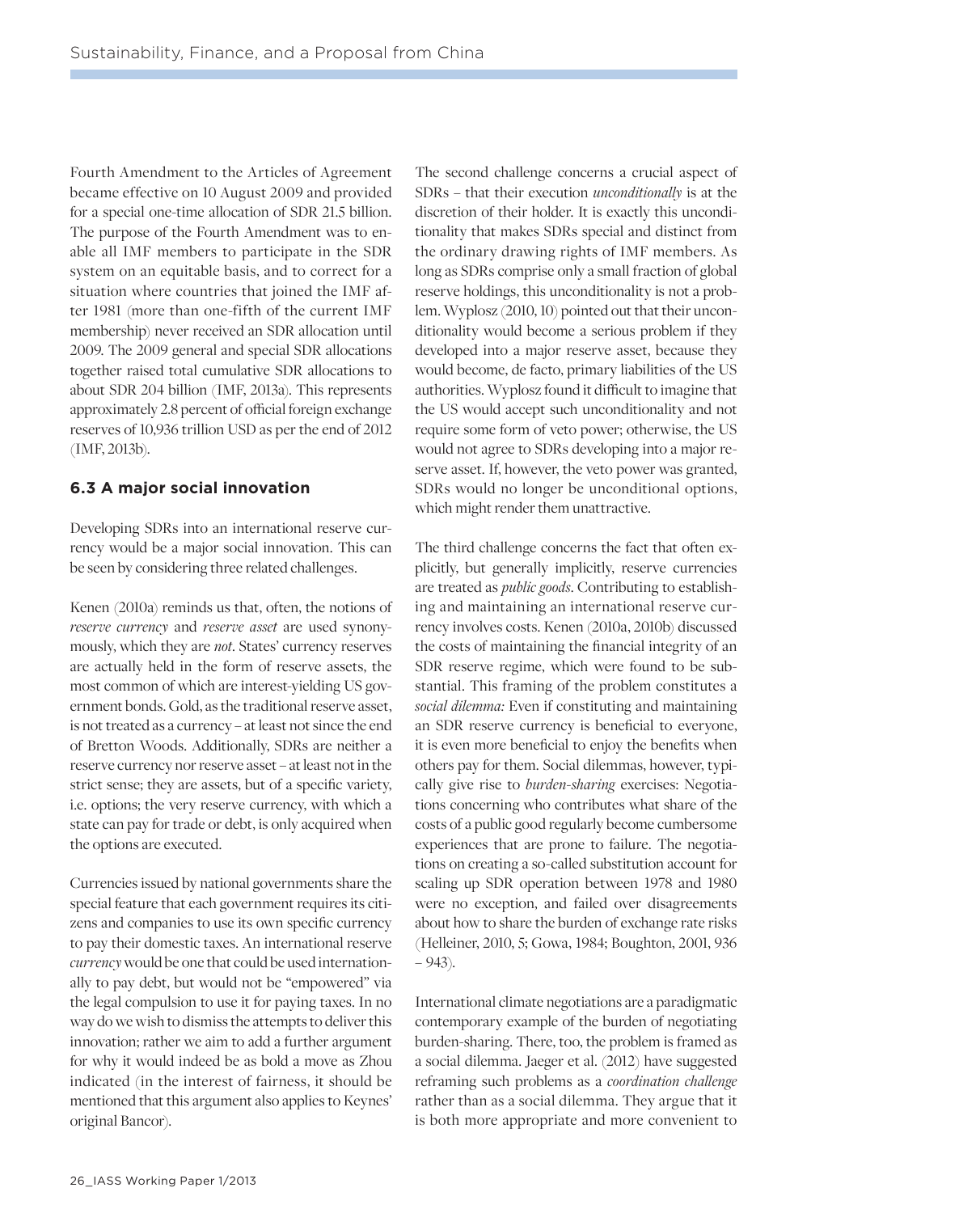Fourth Amendment to the Articles of Agreement became effective on 10 August 2009 and provided for a special one-time allocation of SDR 21.5 billion. The purpose of the Fourth Amendment was to enable all IMF members to participate in the SDR system on an equitable basis, and to correct for a situation where countries that joined the IMF after 1981 (more than one-fifth of the current IMF membership) never received an SDR allocation until 2009. The 2009 general and special SDR allocations together raised total cumulative SDR allocations to about SDR 204 billion (IMF, 2013a). This represents approximately 2.8 percent of official foreign exchange reserves of 10,936 trillion USD as per the end of 2012 (IMF, 2013b).

## 6.3 A major social innovation

Developing SDRs into an international reserve currency would be a major social innovation. This can be seen by considering three related challenges.

Kenen (2010a) reminds us that, often, the notions of *reserve currency* and *reserve asset* are used synonymously, which they are *not*. States' currency reserves are actually held in the form of reserve assets, the most common of which are interest-yielding US government bonds. Gold, as the traditional reserve asset, is not treated as a currency – at least not since the end of Bretton Woods. Additionally, SDRs are neither a reserve currency nor reserve asset – at least not in the strict sense; they are assets, but of a specific variety, i.e. options; the very reserve currency, with which a state can pay for trade or debt, is only acquired when the options are executed.

Currencies issued by national governments share the special feature that each government requires its citizens and companies to use its own specific currency to pay their domestic taxes. An international reserve *currency* would be one that could be used internationally to pay debt, but would not be "empowered" via the legal compulsion to use it for paying taxes. In no way do we wish to dismiss the attempts to deliver this innovation; rather we aim to add a further argument for why it would indeed be as bold a move as Zhou indicated (in the interest of fairness, it should be mentioned that this argument also applies to Keynes' original Bancor).

The second challenge concerns a crucial aspect of SDRs – that their execution *unconditionally* is at the discretion of their holder. It is exactly this unconditionality that makes SDRs special and distinct from the ordinary drawing rights of IMF members. As long as SDRs comprise only a small fraction of global reserve holdings, this unconditionality is not a problem. Wyplosz (2010, 10) pointed out that their unconditionality would become a serious problem if they developed into a major reserve asset, because they would become, de facto, primary liabilities of the US authorities. Wyplosz found it difficult to imagine that the US would accept such unconditionality and not require some form of veto power; otherwise, the US would not agree to SDRs developing into a major reserve asset. If, however, the veto power was granted, SDRs would no longer be unconditional options, which might render them unattractive.

The third challenge concerns the fact that often explicitly, but generally implicitly, reserve currencies are treated as *public goods*. Contributing to establishing and maintaining an international reserve currency involves costs. Kenen (2010a, 2010b) discussed the costs of maintaining the financial integrity of an SDR reserve regime, which were found to be substantial. This framing of the problem constitutes a *social dilemma:* Even if constituting and maintaining an SDR reserve currency is beneficial to everyone, it is even more beneficial to enjoy the benefits when others pay for them. Social dilemmas, however, typically give rise to *burden-sharing* exercises: Negotiations concerning who contributes what share of the costs of a public good regularly become cumbersome experiences that are prone to failure. The negotiations on creating a so-called substitution account for scaling up SDR operation between 1978 and 1980 were no exception, and failed over disagreements about how to share the burden of exchange rate risks (Helleiner, 2010, 5; Gowa, 1984; Boughton, 2001, 936 – 943).

International climate negotiations are a paradigmatic contemporary example of the burden of negotiating burden-sharing. There, too, the problem is framed as a social dilemma. Jaeger et al. (2012) have suggested reframing such problems as a *coordination challenge* rather than as a social dilemma. They argue that it is both more appropriate and more convenient to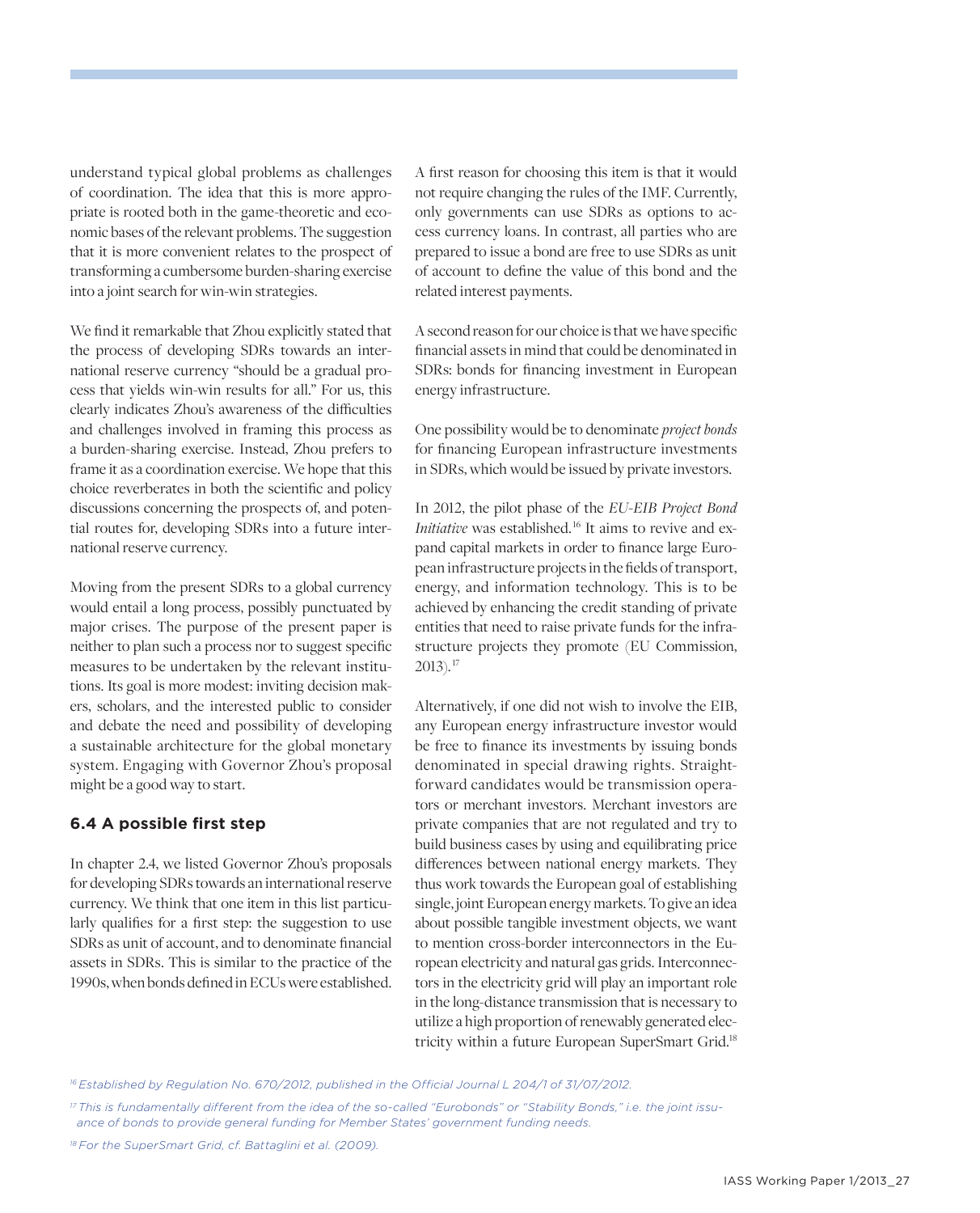understand typical global problems as challenges of coordination. The idea that this is more appropriate is rooted both in the game-theoretic and economic bases of the relevant problems. The suggestion that it is more convenient relates to the prospect of transforming a cumbersome burden-sharing exercise into a joint search for win-win strategies.

We find it remarkable that Zhou explicitly stated that the process of developing SDRs towards an international reserve currency "should be a gradual process that yields win-win results for all." For us, this clearly indicates Zhou's awareness of the difficulties and challenges involved in framing this process as a burden-sharing exercise. Instead, Zhou prefers to frame it as a coordination exercise. We hope that this choice reverberates in both the scientific and policy discussions concerning the prospects of, and potential routes for, developing SDRs into a future international reserve currency.

Moving from the present SDRs to a global currency would entail a long process, possibly punctuated by major crises. The purpose of the present paper is neither to plan such a process nor to suggest specific measures to be undertaken by the relevant institutions. Its goal is more modest: inviting decision makers, scholars, and the interested public to consider and debate the need and possibility of developing a sustainable architecture for the global monetary system. Engaging with Governor Zhou's proposal might be a good way to start.

### 6.4 A possible first step

In chapter 2.4, we listed Governor Zhou's proposals for developing SDRs towards an international reserve currency. We think that one item in this list particularly qualifies for a first step: the suggestion to use SDRs as unit of account, and to denominate financial assets in SDRs. This is similar to the practice of the 1990s, when bonds defined in ECUs were established.

A first reason for choosing this item is that it would not require changing the rules of the IMF. Currently, only governments can use SDRs as options to access currency loans. In contrast, all parties who are prepared to issue a bond are free to use SDRs as unit of account to define the value of this bond and the related interest payments.

A second reason for our choice is that we have specific financial assets in mind that could be denominated in SDRs: bonds for financing investment in European energy infrastructure.

One possibility would be to denominate *project bonds* for financing European infrastructure investments in SDRs, which would be issued by private investors.

In 2012, the pilot phase of the *EU-EIB Project Bond Initiative* was established.[16] It aims to revive and expand capital markets in order to finance large European infrastructure projects in the fields of transport, energy, and information technology. This is to be achieved by enhancing the credit standing of private entities that need to raise private funds for the infrastructure projects they promote (EU Commission, 2013).[17]

Alternatively, if one did not wish to involve the EIB, any European energy infrastructure investor would be free to finance its investments by issuing bonds denominated in special drawing rights. Straightforward candidates would be transmission operators or merchant investors. Merchant investors are private companies that are not regulated and try to build business cases by using and equilibrating price differences between national energy markets. They thus work towards the European goal of establishing single, joint European energy markets. To give an idea about possible tangible investment objects, we want to mention cross-border interconnectors in the European electricity and natural gas grids. Interconnectors in the electricity grid will play an important role in the long-distance transmission that is necessary to utilize a high proportion of renewably generated electricity within a future European SuperSmart Grid.[18]

---

[16] *Established by Regulation No. 670/2012, published in the Official Journal L 204/1 of 31/07/2012.*

[17] *This is fundamentally different from the idea of the so-called "Eurobonds" or "Stability Bonds," i.e. the joint issuance of bonds to provide general funding for Member States' government funding needs.*

[18] *For the SuperSmart Grid, cf. Battaglini et al. (2009).*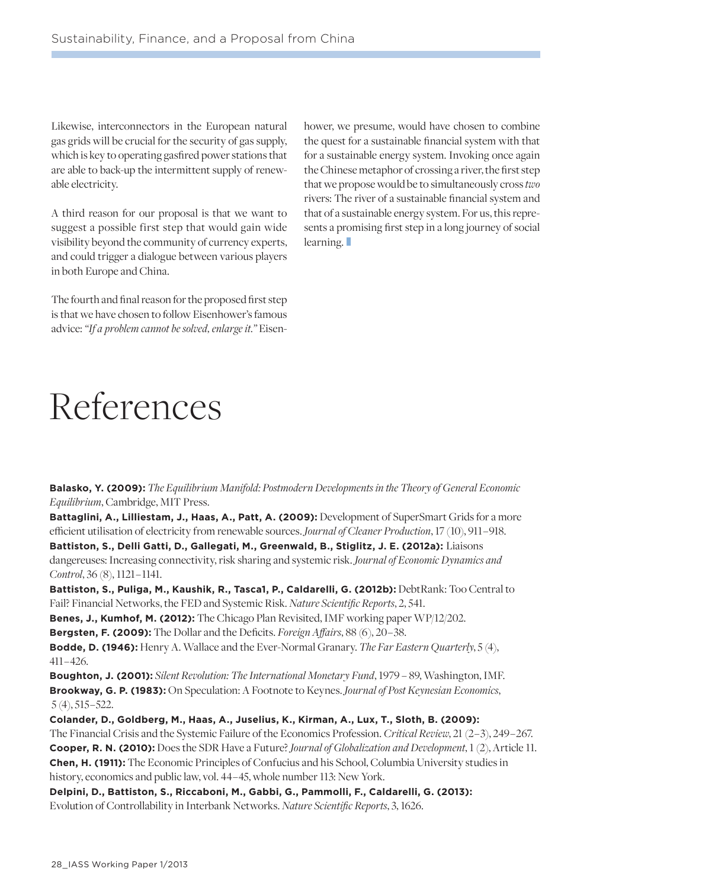Likewise, interconnectors in the European natural gas grids will be crucial for the security of gas supply, which is key to operating gasfired power stations that are able to back-up the intermittent supply of renewable electricity.

A third reason for our proposal is that we want to suggest a possible first step that would gain wide visibility beyond the community of currency experts, and could trigger a dialogue between various players in both Europe and China.

The fourth and final reason for the proposed first step is that we have chosen to follow Eisenhower's famous advice: *"If a problem cannot be solved, enlarge it."* Eisenhower, we presume, would have chosen to combine the quest for a sustainable financial system with that for a sustainable energy system. Invoking once again the Chinese metaphor of crossing a river, the first step that we propose would be to simultaneously cross *two* rivers: The river of a sustainable financial system and that of a sustainable energy system. For us, this represents a promising first step in a long journey of social learning.

# References

**Balasko, Y. (2009):** *The Equilibrium Manifold: Postmodern Developments in the Theory of General Economic Equilibrium*, Cambridge, MIT Press.

**Battaglini, A., Lilliestam, J., Haas, A., Patt, A. (2009):** Development of SuperSmart Grids for a more efficient utilisation of electricity from renewable sources. *Journal of Cleaner Production*, 17 (10), 911–918.

**Battiston, S., Delli Gatti, D., Gallegati, M., Greenwald, B., Stiglitz, J. E. (2012a):** Liaisons dangereuses: Increasing connectivity, risk sharing and systemic risk. *Journal of Economic Dynamics and Control*, 36 (8), 1121–1141.

**Battiston, S., Puliga, M., Kaushik, R., Tasca1, P., Caldarelli, G. (2012b):** DebtRank: Too Central to Fail? Financial Networks, the FED and Systemic Risk. *Nature Scientific Reports*, 2, 541.

**Benes, J., Kumhof, M. (2012):** The Chicago Plan Revisited, IMF working paper WP/12/202.

**Bergsten, F. (2009):** The Dollar and the Deficits. *Foreign Affairs*, 88 (6), 20–38.

**Bodde, D. (1946):** Henry A. Wallace and the Ever-Normal Granary. *The Far Eastern Quarterly*, 5 (4), 411–426.

**Boughton, J. (2001):** *Silent Revolution: The International Monetary Fund*, 1979 – 89, Washington, IMF.

**Brookway, G. P. (1983):** On Speculation: A Footnote to Keynes. *Journal of Post Keynesian Economics*, 5 (4), 515–522.

**Colander, D., Goldberg, M., Haas, A., Juselius, K., Kirman, A., Lux, T., Sloth, B. (2009):** The Financial Crisis and the Systemic Failure of the Economics Profession. *Critical Review*, 21 (2–3), 249–267.

**Cooper, R. N. (2010):** Does the SDR Have a Future? *Journal of Globalization and Development*, 1 (2), Article 11.

**Chen, H. (1911):** The Economic Principles of Confucius and his School, Columbia University studies in history, economics and public law, vol. 44–45, whole number 113: New York.

**Delpini, D., Battiston, S., Riccaboni, M., Gabbi, G., Pammolli, F., Caldarelli, G. (2013):** Evolution of Controllability in Interbank Networks. *Nature Scientific Reports*, 3, 1626.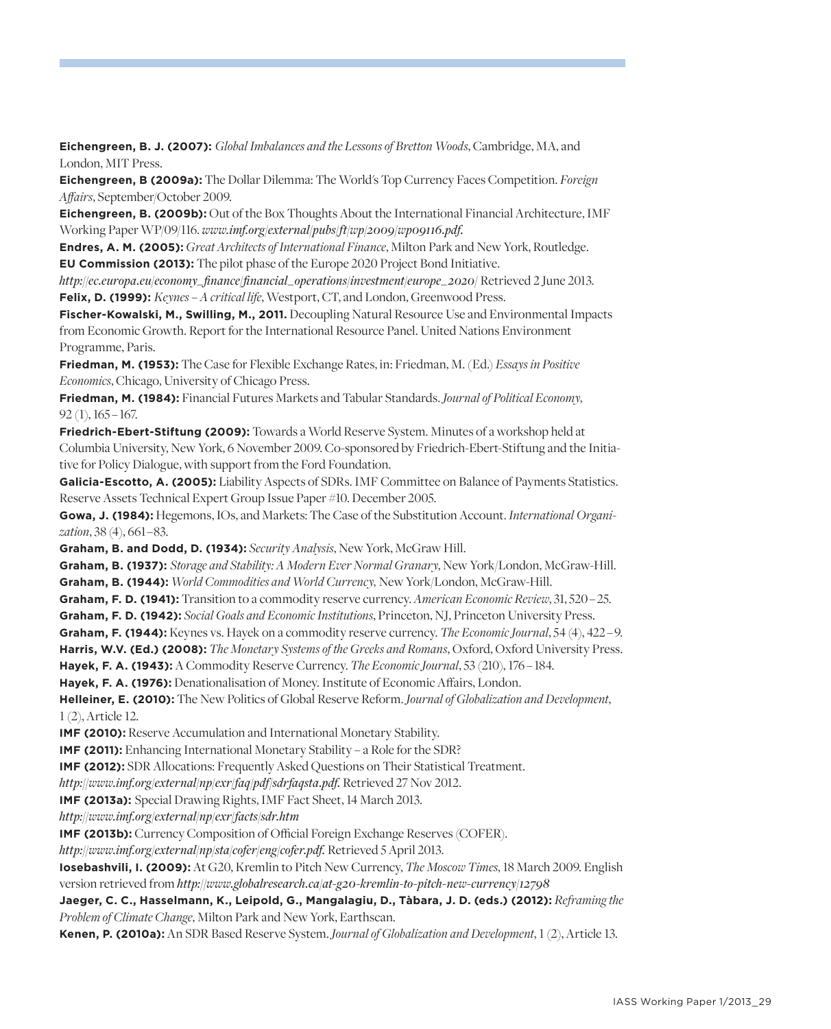**Eichengreen, B. J. (2007):** *Global Imbalances and the Lessons of Bretton Woods*, Cambridge, MA, and London, MIT Press.

**Eichengreen, B (2009a):** The Dollar Dilemma: The World's Top Currency Faces Competition. *Foreign Affairs*, September/October 2009.

**Eichengreen, B. (2009b):** Out of the Box Thoughts About the International Financial Architecture, IMF Working Paper WP/09/116. *www.imf.org/external/pubs/ft/wp/2009/wp09116.pdf.*

**Endres, A. M. (2005):** *Great Architects of International Finance*, Milton Park and New York, Routledge.

**EU Commission (2013):** The pilot phase of the Europe 2020 Project Bond Initiative. *http://ec.europa.eu/economy_finance/financial_operations/investment/europe_2020/* Retrieved 2 June 2013.

**Felix, D. (1999):** *Keynes – A critical life*, Westport, CT, and London, Greenwood Press.

**Fischer-Kowalski, M., Swilling, M., 2011.** Decoupling Natural Resource Use and Environmental Impacts from Economic Growth. Report for the International Resource Panel. United Nations Environment Programme, Paris.

**Friedman, M. (1953):** The Case for Flexible Exchange Rates, in: Friedman, M. (Ed.) *Essays in Positive Economics*, Chicago, University of Chicago Press.

**Friedman, M. (1984):** Financial Futures Markets and Tabular Standards. *Journal of Political Economy*, 92 (1), 165 – 167.

**Friedrich-Ebert-Stiftung (2009):** Towards a World Reserve System. Minutes of a workshop held at Columbia University, New York, 6 November 2009. Co-sponsored by Friedrich-Ebert-Stiftung and the Initiative for Policy Dialogue, with support from the Ford Foundation.

**Galicia-Escotto, A. (2005):** Liability Aspects of SDRs. IMF Committee on Balance of Payments Statistics. Reserve Assets Technical Expert Group Issue Paper #10. December 2005.

**Gowa, J. (1984):** Hegemons, IOs, and Markets: The Case of the Substitution Account. *International Organization*, 38 (4), 661 – 83.

**Graham, B. and Dodd, D. (1934):** *Security Analysis*, New York, McGraw Hill.

**Graham, B. (1937):** *Storage and Stability: A Modern Ever Normal Granary*, New York/London, McGraw-Hill.

**Graham, B. (1944):** *World Commodities and World Currency,* New York/London, McGraw-Hill.

**Graham, F. D. (1941):** Transition to a commodity reserve currency. *American Economic Review*, 31, 520 – 25.

**Graham, F. D. (1942):** *Social Goals and Economic Institutions*, Princeton, NJ, Princeton University Press.

**Graham, F. (1944):** Keynes vs. Hayek on a commodity reserve currency. *The Economic Journal*, 54 (4), 422 – 9.

**Harris, W.V. (Ed.) (2008):** *The Monetary Systems of the Greeks and Romans*, Oxford, Oxford University Press.

**Hayek, F. A. (1943):** A Commodity Reserve Currency. *The Economic Journal*, 53 (210), 176 – 184.

**Hayek, F. A. (1976):** Denationalisation of Money. Institute of Economic Affairs, London.

**Helleiner, E. (2010):** The New Politics of Global Reserve Reform. *Journal of Globalization and Development*, 1 (2), Article 12.

**IMF (2010):** Reserve Accumulation and International Monetary Stability.

**IMF (2011):** Enhancing International Monetary Stability – a Role for the SDR?

**IMF (2012):** SDR Allocations: Frequently Asked Questions on Their Statistical Treatment. *http://www.imf.org/external/np/exr/faq/pdf/sdrfaqsta.pdf.* Retrieved 27 Nov 2012.

**IMF (2013a):** Special Drawing Rights, IMF Fact Sheet, 14 March 2013. *http://www.imf.org/external/np/exr/facts/sdr.htm*

**IMF (2013b):** Currency Composition of Official Foreign Exchange Reserves (COFER). *http://www.imf.org/external/np/sta/cofer/eng/cofer.pdf.* Retrieved 5 April 2013.

**Iosebashvili, I. (2009):** At G20, Kremlin to Pitch New Currency, *The Moscow Times*, 18 March 2009. English version retrieved from *http://www.globalresearch.ca/at-g20-kremlin-to-pitch-new-currency/12798*

**Jaeger, C. C., Hasselmann, K., Leipold, G., Mangalagiu, D., Tàbara, J. D. (eds.) (2012):** *Reframing the Problem of Climate Change*, Milton Park and New York, Earthscan.

**Kenen, P. (2010a):** An SDR Based Reserve System. *Journal of Globalization and Development*, 1 (2), Article 13.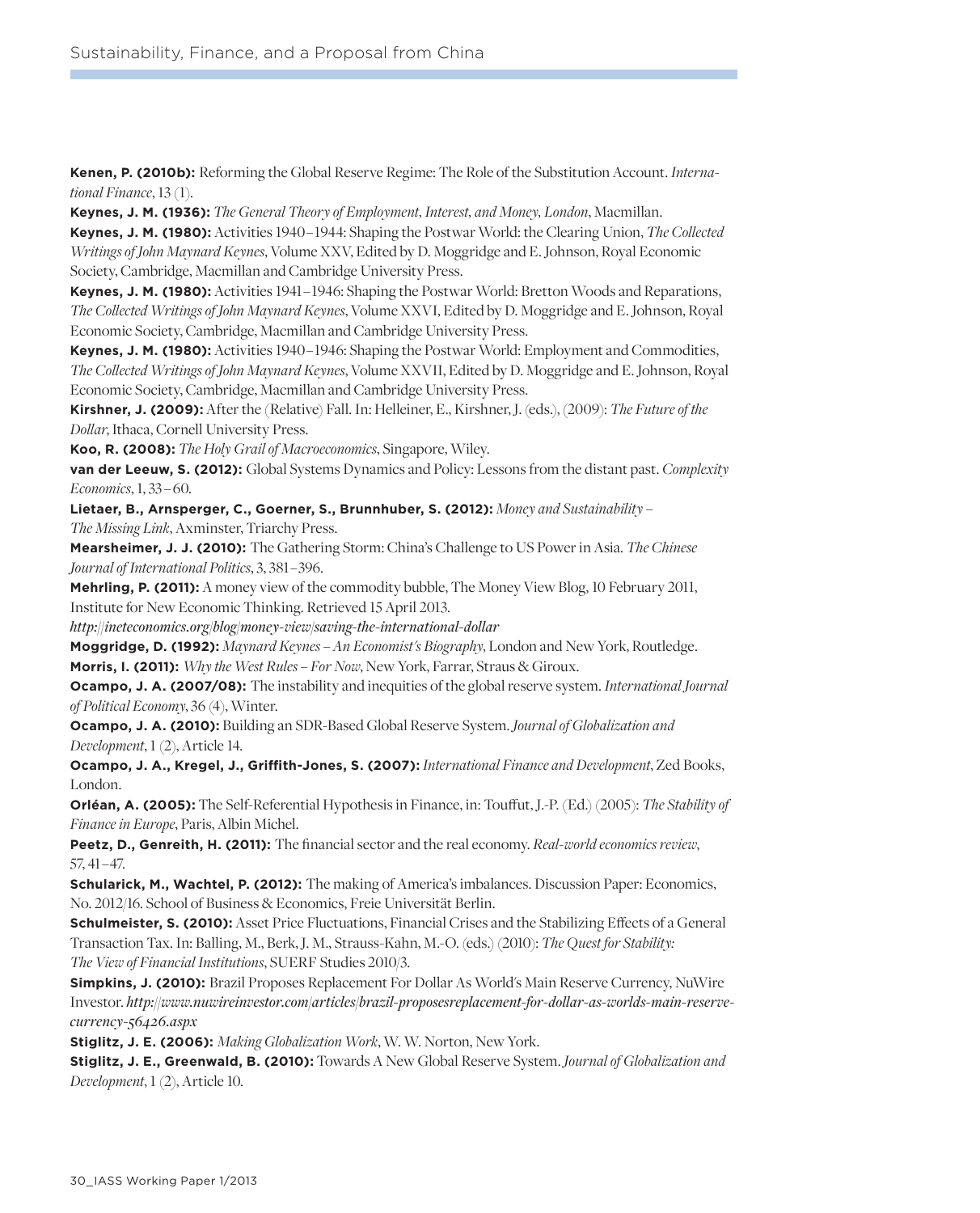**Kenen, P. (2010b):** Reforming the Global Reserve Regime: The Role of the Substitution Account. *International Finance*, 13 (1).

**Keynes, J. M. (1936):** *The General Theory of Employment, Interest, and Money, London*, Macmillan.

**Keynes, J. M. (1980):** Activities 1940 – 1944: Shaping the Postwar World: the Clearing Union, *The Collected Writings of John Maynard Keynes*, Volume XXV, Edited by D. Moggridge and E. Johnson, Royal Economic Society, Cambridge, Macmillan and Cambridge University Press.

**Keynes, J. M. (1980):** Activities 1941 – 1946: Shaping the Postwar World: Bretton Woods and Reparations, *The Collected Writings of John Maynard Keynes*, Volume XXVI, Edited by D. Moggridge and E. Johnson, Royal Economic Society, Cambridge, Macmillan and Cambridge University Press.

**Keynes, J. M. (1980):** Activities 1940 – 1946: Shaping the Postwar World: Employment and Commodities, *The Collected Writings of John Maynard Keynes*, Volume XXVII, Edited by D. Moggridge and E. Johnson, Royal Economic Society, Cambridge, Macmillan and Cambridge University Press.

**Kirshner, J. (2009):** After the (Relative) Fall. In: Helleiner, E., Kirshner, J. (eds.), (2009): *The Future of the Dollar*, Ithaca, Cornell University Press.

**Koo, R. (2008):** *The Holy Grail of Macroeconomics*, Singapore, Wiley.

**van der Leeuw, S. (2012):** Global Systems Dynamics and Policy: Lessons from the distant past. *Complexity Economics*, 1, 33 – 60.

**Lietaer, B., Arnsperger, C., Goerner, S., Brunnhuber, S. (2012):** *Money and Sustainability – The Missing Link*, Axminster, Triarchy Press.

**Mearsheimer, J. J. (2010):** The Gathering Storm: China's Challenge to US Power in Asia. *The Chinese Journal of International Politics*, 3, 381 – 396.

**Mehrling, P. (2011):** A money view of the commodity bubble, The Money View Blog, 10 February 2011, Institute for New Economic Thinking. Retrieved 15 April 2013.
*http://ineteconomics.org/blog/money-view/saving-the-international-dollar*

**Moggridge, D. (1992):** *Maynard Keynes – An Economist's Biography*, London and New York, Routledge.

**Morris, I. (2011):** *Why the West Rules – For Now*, New York, Farrar, Straus & Giroux.

**Ocampo, J. A. (2007/08):** The instability and inequities of the global reserve system. *International Journal of Political Economy*, 36 (4), Winter.

**Ocampo, J. A. (2010):** Building an SDR-Based Global Reserve System. *Journal of Globalization and Development*, 1 (2), Article 14.

**Ocampo, J. A., Kregel, J., Griffith-Jones, S. (2007):** *International Finance and Development*, Zed Books, London.

**Orléan, A. (2005):** The Self-Referential Hypothesis in Finance, in: Touffut, J.-P. (Ed.) (2005): *The Stability of Finance in Europe*, Paris, Albin Michel.

**Peetz, D., Genreith, H. (2011):** The financial sector and the real economy. *Real-world economics review*, 57, 41 – 47.

**Schularick, M., Wachtel, P. (2012):** The making of America's imbalances. Discussion Paper: Economics, No. 2012/16. School of Business & Economics, Freie Universität Berlin.

**Schulmeister, S. (2010):** Asset Price Fluctuations, Financial Crises and the Stabilizing Effects of a General Transaction Tax. In: Balling, M., Berk, J. M., Strauss-Kahn, M.-O. (eds.) (2010): *The Quest for Stability: The View of Financial Institutions*, SUERF Studies 2010/3.

**Simpkins, J. (2010):** Brazil Proposes Replacement For Dollar As World's Main Reserve Currency, NuWire Investor. *http://www.nuwireinvestor.com/articles/brazil-proposesreplacement-for-dollar-as-worlds-main-reserve-currency-56426.aspx*

**Stiglitz, J. E. (2006):** *Making Globalization Work*, W. W. Norton, New York.

**Stiglitz, J. E., Greenwald, B. (2010):** Towards A New Global Reserve System. *Journal of Globalization and Development*, 1 (2), Article 10.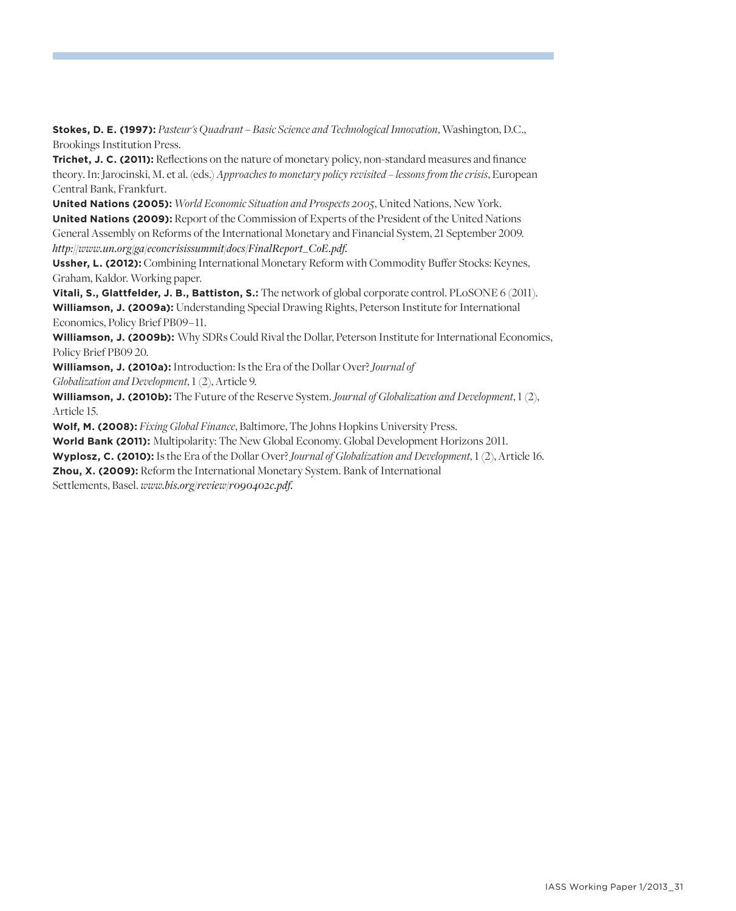**Stokes, D. E. (1997):** *Pasteur's Quadrant – Basic Science and Technological Innovation*, Washington, D.C., Brookings Institution Press.

**Trichet, J. C. (2011):** Reflections on the nature of monetary policy, non-standard measures and finance theory. In: Jarocinski, M. et al. (eds.) *Approaches to monetary policy revisited – lessons from the crisis*, European Central Bank, Frankfurt.

**United Nations (2005):** *World Economic Situation and Prospects 2005*, United Nations, New York.

**United Nations (2009):** Report of the Commission of Experts of the President of the United Nations General Assembly on Reforms of the International Monetary and Financial System, 21 September 2009. *http://www.un.org/ga/econcrisissummit/docs/FinalReport_CoE.pdf.*

**Ussher, L. (2012):** Combining International Monetary Reform with Commodity Buffer Stocks: Keynes, Graham, Kaldor. Working paper.

**Vitali, S., Glattfelder, J. B., Battiston, S.:** The network of global corporate control. PLoSONE 6 (2011).

**Williamson, J. (2009a):** Understanding Special Drawing Rights, Peterson Institute for International Economics, Policy Brief PB09–11.

**Williamson, J. (2009b):** Why SDRs Could Rival the Dollar, Peterson Institute for International Economics, Policy Brief PB09 20.

**Williamson, J. (2010a):** Introduction: Is the Era of the Dollar Over? *Journal of Globalization and Development*, 1 (2), Article 9.

**Williamson, J. (2010b):** The Future of the Reserve System. *Journal of Globalization and Development*, 1 (2), Article 15.

**Wolf, M. (2008):** *Fixing Global Finance*, Baltimore, The Johns Hopkins University Press.

**World Bank (2011):** Multipolarity: The New Global Economy. Global Development Horizons 2011.

**Wyplosz, C. (2010):** Is the Era of the Dollar Over? *Journal of Globalization and Development*, 1 (2), Article 16.

**Zhou, X. (2009):** Reform the International Monetary System. Bank of International Settlements, Basel. *www.bis.org/review/r090402c.pdf.*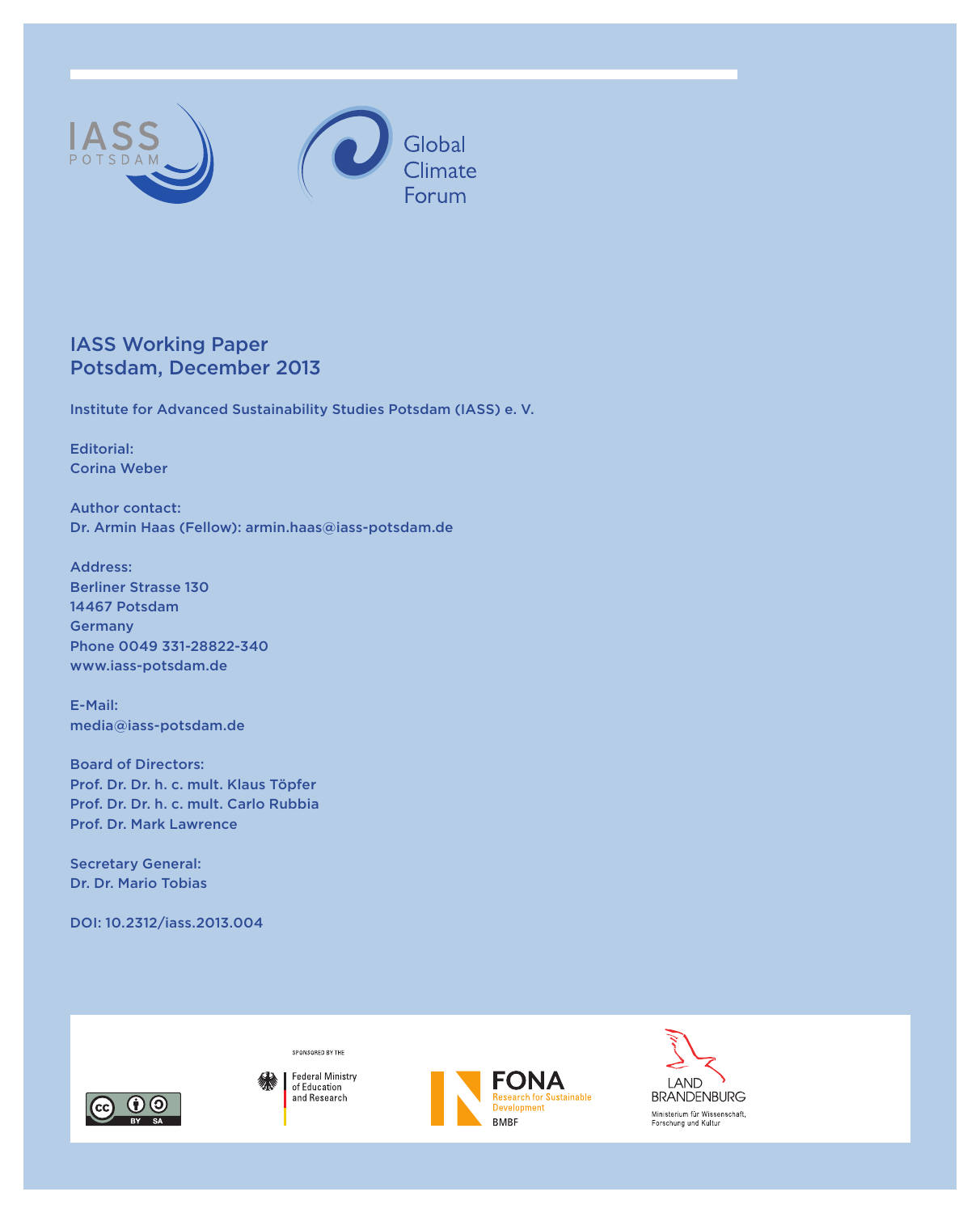IASS POTSDAM

Global Climate Forum

## IASS Working Paper
## Potsdam, December 2013

Institute for Advanced Sustainability Studies Potsdam (IASS) e. V.

Editorial:
Corina Weber

Author contact:
Dr. Armin Haas (Fellow): armin.haas@iass-potsdam.de

Address:
Berliner Strasse 130
14467 Potsdam
Germany
Phone 0049 331-28822-340
www.iass-potsdam.de

E-Mail:
media@iass-potsdam.de

Board of Directors:
Prof. Dr. Dr. h. c. mult. Klaus Töpfer
Prof. Dr. Dr. h. c. mult. Carlo Rubbia
Prof. Dr. Mark Lawrence

Secretary General:
Dr. Dr. Mario Tobias

DOI: 10.2312/iass.2013.004

SPONSORED BY THE

Federal Ministry of Education and Research

FONA Research for Sustainable Development BMBF

LAND BRANDENBURG
Ministerium für Wissenschaft, Forschung und Kultur